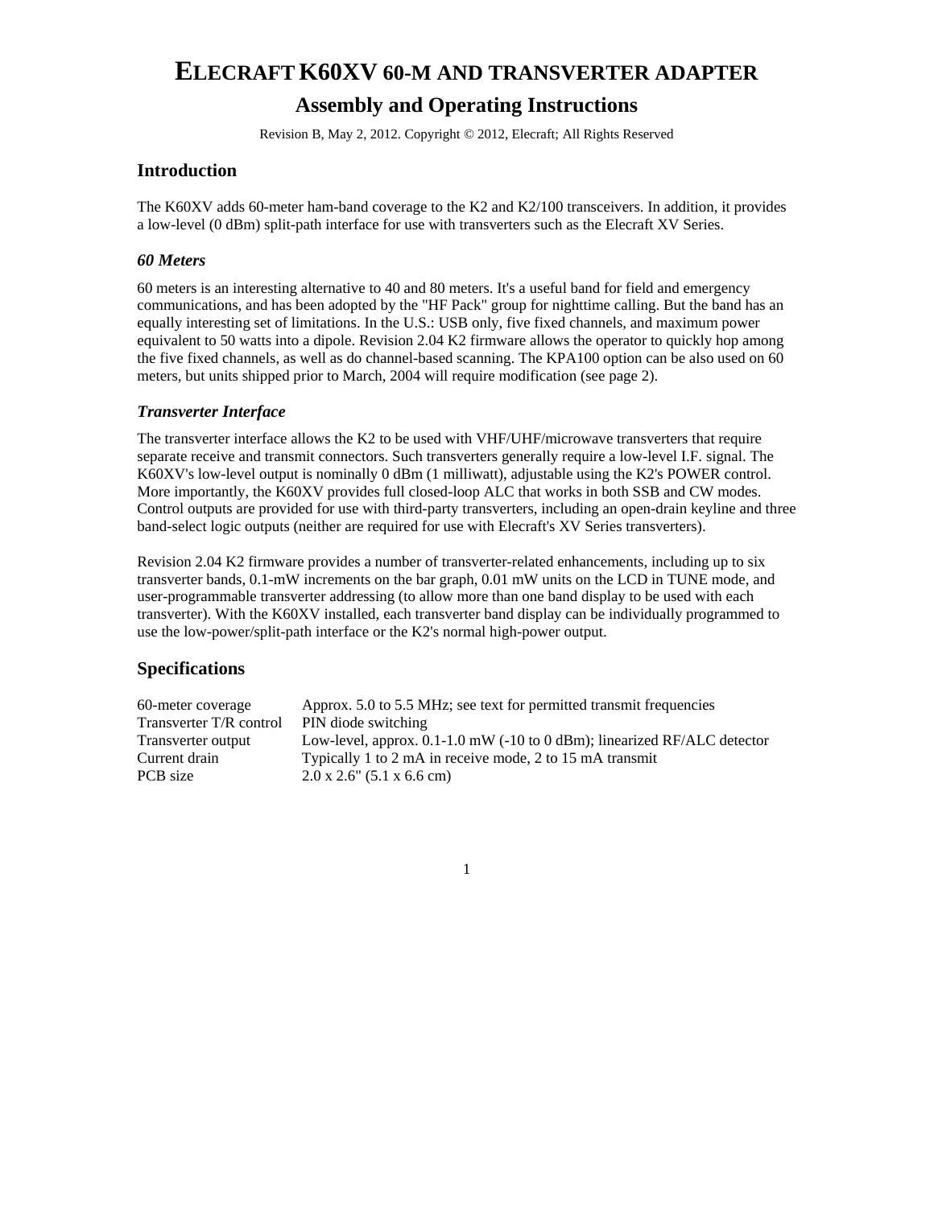# ELECRAFT K60XV 60-M AND TRANSVERTER ADAPTER

## Assembly and Operating Instructions

Revision B, May 2, 2012. Copyright © 2012, Elecraft; All Rights Reserved

## Introduction

The K60XV adds 60-meter ham-band coverage to the K2 and K2/100 transceivers. In addition, it provides a low-level (0 dBm) split-path interface for use with transverters such as the Elecraft XV Series.

### *60 Meters*

60 meters is an interesting alternative to 40 and 80 meters. It's a useful band for field and emergency communications, and has been adopted by the "HF Pack" group for nighttime calling. But the band has an equally interesting set of limitations. In the U.S.: USB only, five fixed channels, and maximum power equivalent to 50 watts into a dipole. Revision 2.04 K2 firmware allows the operator to quickly hop among the five fixed channels, as well as do channel-based scanning. The KPA100 option can be also used on 60 meters, but units shipped prior to March, 2004 will require modification (see page 2).

### *Transverter Interface*

The transverter interface allows the K2 to be used with VHF/UHF/microwave transverters that require separate receive and transmit connectors. Such transverters generally require a low-level I.F. signal. The K60XV's low-level output is nominally 0 dBm (1 milliwatt), adjustable using the K2's POWER control. More importantly, the K60XV provides full closed-loop ALC that works in both SSB and CW modes. Control outputs are provided for use with third-party transverters, including an open-drain keyline and three band-select logic outputs (neither are required for use with Elecraft's XV Series transverters).

Revision 2.04 K2 firmware provides a number of transverter-related enhancements, including up to six transverter bands, 0.1-mW increments on the bar graph, 0.01 mW units on the LCD in TUNE mode, and user-programmable transverter addressing (to allow more than one band display to be used with each transverter). With the K60XV installed, each transverter band display can be individually programmed to use the low-power/split-path interface or the K2's normal high-power output.

## Specifications

| | |
|---|---|
| 60-meter coverage | Approx. 5.0 to 5.5 MHz; see text for permitted transmit frequencies |
| Transverter T/R control | PIN diode switching |
| Transverter output | Low-level, approx. 0.1-1.0 mW (-10 to 0 dBm); linearized RF/ALC detector |
| Current drain | Typically 1 to 2 mA in receive mode, 2 to 15 mA transmit |
| PCB size | 2.0 x 2.6" (5.1 x 6.6 cm) |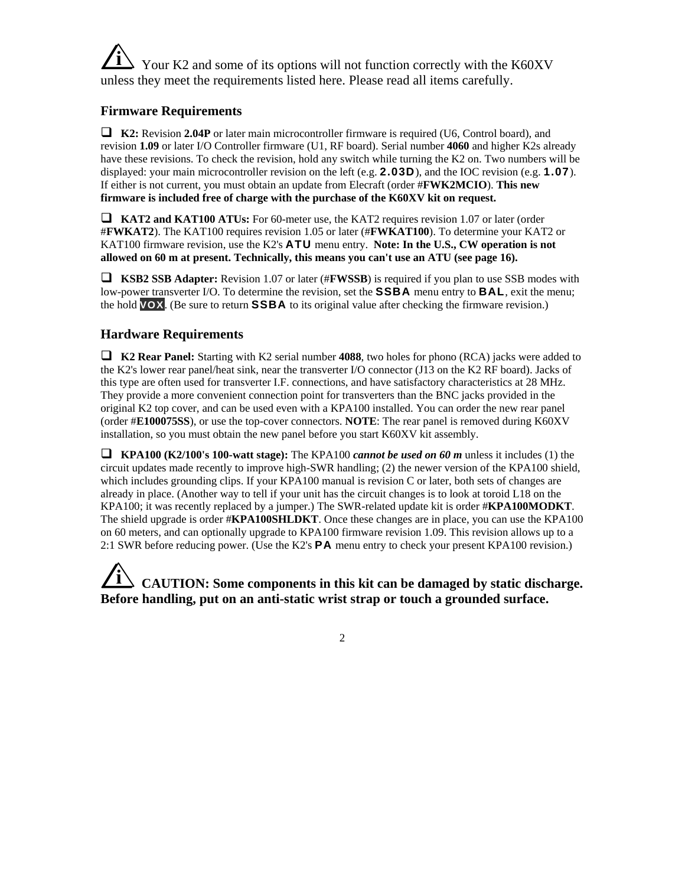Your K2 and some of its options will not function correctly with the K60XV unless they meet the requirements listed here. Please read all items carefully.

## Firmware Requirements

❑ **K2:** Revision **2.04P** or later main microcontroller firmware is required (U6, Control board), and revision **1.09** or later I/O Controller firmware (U1, RF board). Serial number **4060** and higher K2s already have these revisions. To check the revision, hold any switch while turning the K2 on. Two numbers will be displayed: your main microcontroller revision on the left (e.g. **2.03D**), and the IOC revision (e.g. **1.07**). If either is not current, you must obtain an update from Elecraft (order #**FWK2MCIO**). **This new firmware is included free of charge with the purchase of the K60XV kit on request.**

❑ **KAT2 and KAT100 ATUs:** For 60-meter use, the KAT2 requires revision 1.07 or later (order #**FWKAT2**). The KAT100 requires revision 1.05 or later (#**FWKAT100**). To determine your KAT2 or KAT100 firmware revision, use the K2's **ATU** menu entry. **Note: In the U.S., CW operation is not allowed on 60 m at present. Technically, this means you can't use an ATU (see page 16).**

❑ **KSB2 SSB Adapter:** Revision 1.07 or later (#**FWSSB**) is required if you plan to use SSB modes with low-power transverter I/O. To determine the revision, set the **SSBA** menu entry to **BAL**, exit the menu; the hold **VOX**. (Be sure to return **SSBA** to its original value after checking the firmware revision.)

## Hardware Requirements

❑ **K2 Rear Panel:** Starting with K2 serial number **4088**, two holes for phono (RCA) jacks were added to the K2's lower rear panel/heat sink, near the transverter I/O connector (J13 on the K2 RF board). Jacks of this type are often used for transverter I.F. connections, and have satisfactory characteristics at 28 MHz. They provide a more convenient connection point for transverters than the BNC jacks provided in the original K2 top cover, and can be used even with a KPA100 installed. You can order the new rear panel (order #**E100075SS**), or use the top-cover connectors. **NOTE**: The rear panel is removed during K60XV installation, so you must obtain the new panel before you start K60XV kit assembly.

❑ **KPA100 (K2/100's 100-watt stage):** The KPA100 ***cannot be used on 60 m*** unless it includes (1) the circuit updates made recently to improve high-SWR handling; (2) the newer version of the KPA100 shield, which includes grounding clips. If your KPA100 manual is revision C or later, both sets of changes are already in place. (Another way to tell if your unit has the circuit changes is to look at toroid L18 on the KPA100; it was recently replaced by a jumper.) The SWR-related update kit is order #**KPA100MODKT**. The shield upgrade is order #**KPA100SHLDKT**. Once these changes are in place, you can use the KPA100 on 60 meters, and can optionally upgrade to KPA100 firmware revision 1.09. This revision allows up to a 2:1 SWR before reducing power. (Use the K2's **PA** menu entry to check your present KPA100 revision.)

**CAUTION: Some components in this kit can be damaged by static discharge. Before handling, put on an anti-static wrist strap or touch a grounded surface.**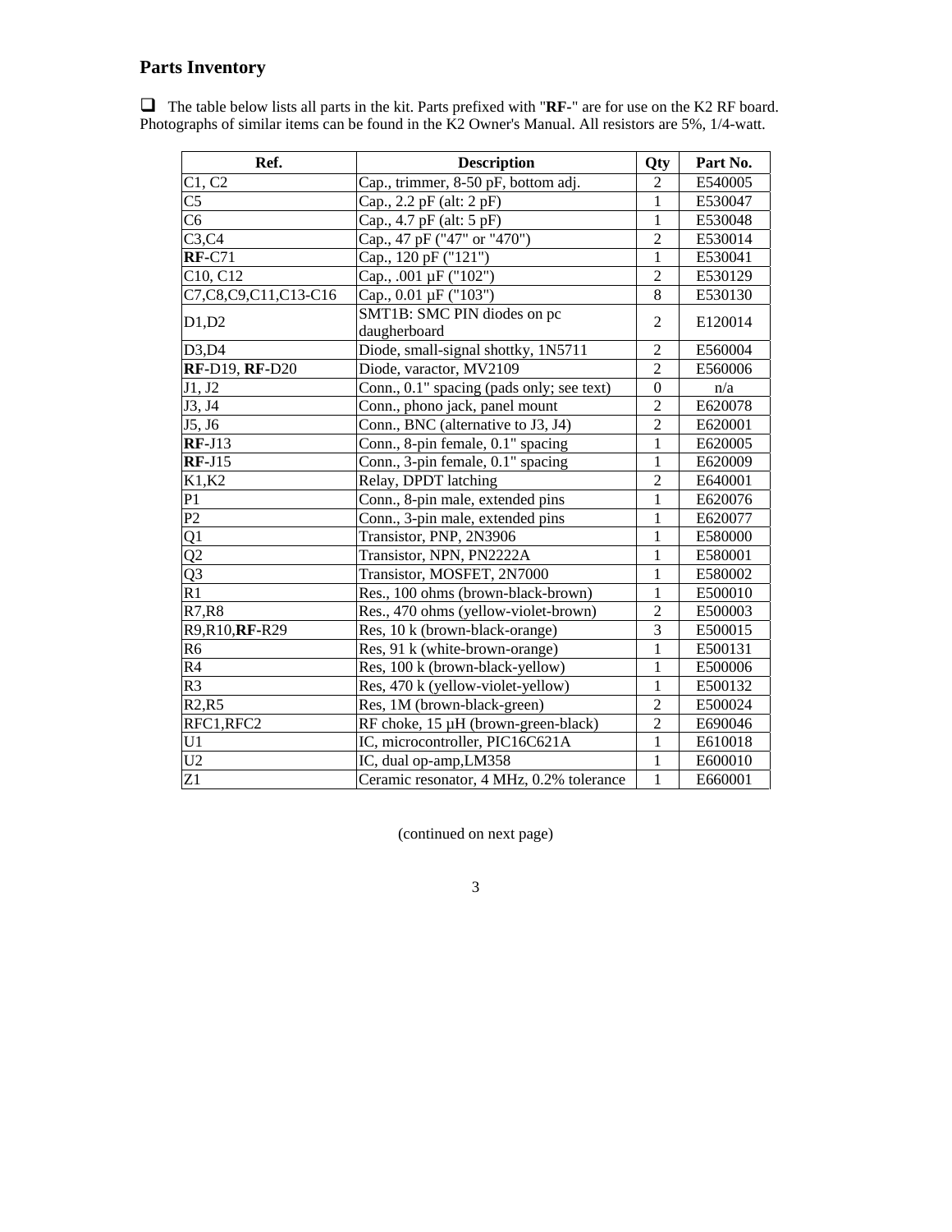## Parts Inventory

❑ The table below lists all parts in the kit. Parts prefixed with "**RF-**" are for use on the K2 RF board. Photographs of similar items can be found in the K2 Owner's Manual. All resistors are 5%, 1/4-watt.

| Ref. | Description | Qty | Part No. |
|---|---|---|---|
| C1, C2 | Cap., trimmer, 8-50 pF, bottom adj. | 2 | E540005 |
| C5 | Cap., 2.2 pF (alt: 2 pF) | 1 | E530047 |
| C6 | Cap., 4.7 pF (alt: 5 pF) | 1 | E530048 |
| C3,C4 | Cap., 47 pF ("47" or "470") | 2 | E530014 |
| **RF-**C71 | Cap., 120 pF ("121") | 1 | E530041 |
| C10, C12 | Cap., .001 µF ("102") | 2 | E530129 |
| C7,C8,C9,C11,C13-C16 | Cap., 0.01 µF ("103") | 8 | E530130 |
| D1,D2 | SMT1B: SMC PIN diodes on pc daugherboard | 2 | E120014 |
| D3,D4 | Diode, small-signal shottky, 1N5711 | 2 | E560004 |
| **RF**-D19, **RF**-D20 | Diode, varactor, MV2109 | 2 | E560006 |
| J1, J2 | Conn., 0.1" spacing (pads only; see text) | 0 | n/a |
| J3, J4 | Conn., phono jack, panel mount | 2 | E620078 |
| J5, J6 | Conn., BNC (alternative to J3, J4) | 2 | E620001 |
| **RF-**J13 | Conn., 8-pin female, 0.1" spacing | 1 | E620005 |
| **RF-**J15 | Conn., 3-pin female, 0.1" spacing | 1 | E620009 |
| K1,K2 | Relay, DPDT latching | 2 | E640001 |
| P1 | Conn., 8-pin male, extended pins | 1 | E620076 |
| P2 | Conn., 3-pin male, extended pins | 1 | E620077 |
| Q1 | Transistor, PNP, 2N3906 | 1 | E580000 |
| Q2 | Transistor, NPN, PN2222A | 1 | E580001 |
| Q3 | Transistor, MOSFET, 2N7000 | 1 | E580002 |
| R1 | Res., 100 ohms (brown-black-brown) | 1 | E500010 |
| R7,R8 | Res., 470 ohms (yellow-violet-brown) | 2 | E500003 |
| R9,R10,**RF-**R29 | Res, 10 k (brown-black-orange) | 3 | E500015 |
| R6 | Res, 91 k (white-brown-orange) | 1 | E500131 |
| R4 | Res, 100 k (brown-black-yellow) | 1 | E500006 |
| R3 | Res, 470 k (yellow-violet-yellow) | 1 | E500132 |
| R2,R5 | Res, 1M (brown-black-green) | 2 | E500024 |
| RFC1,RFC2 | RF choke, 15 µH (brown-green-black) | 2 | E690046 |
| U1 | IC, microcontroller, PIC16C621A | 1 | E610018 |
| U2 | IC, dual op-amp,LM358 | 1 | E600010 |
| Z1 | Ceramic resonator, 4 MHz, 0.2% tolerance | 1 | E660001 |

(continued on next page)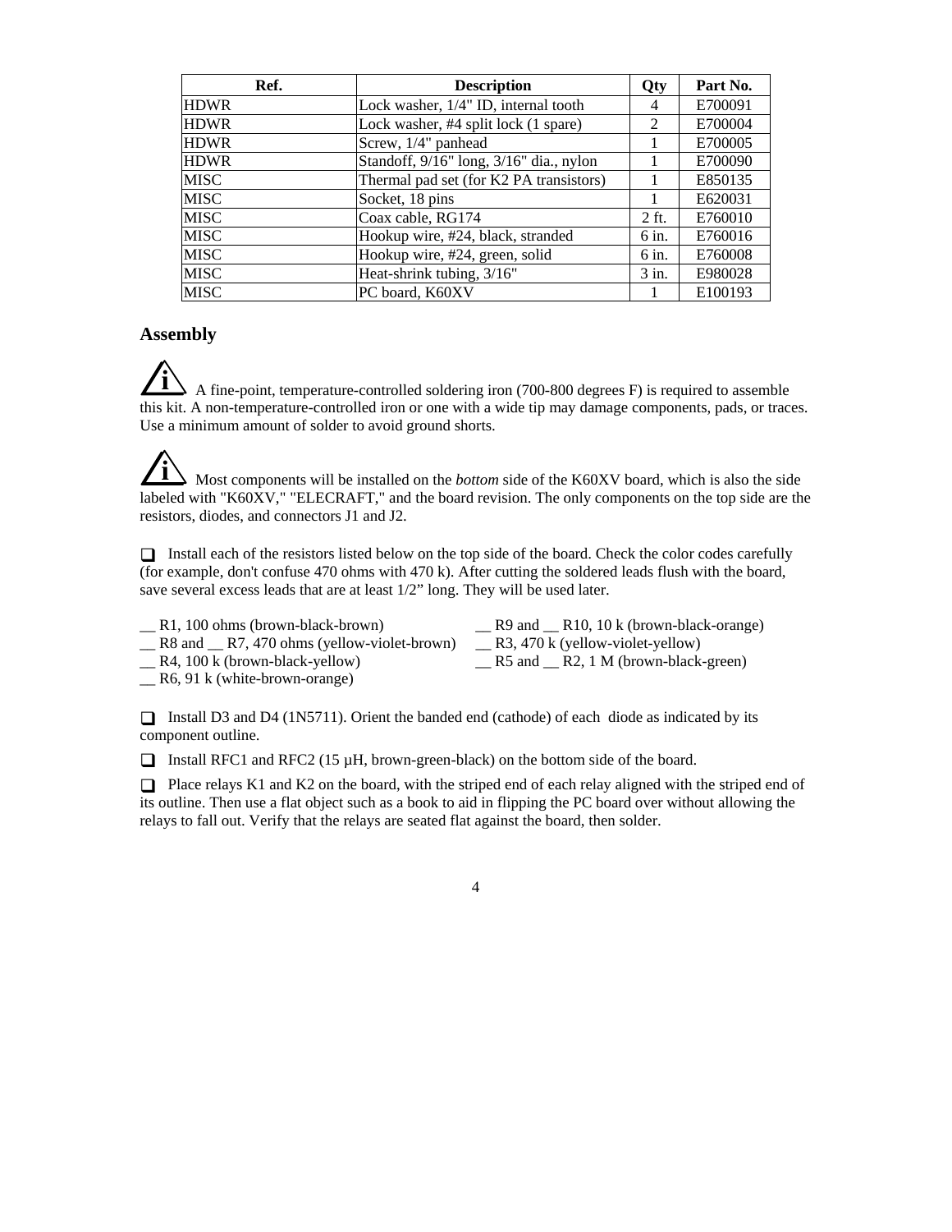| Ref. | Description | Qty | Part No. |
|---|---|---|---|
| HDWR | Lock washer, 1/4" ID, internal tooth | 4 | E700091 |
| HDWR | Lock washer, #4 split lock (1 spare) | 2 | E700004 |
| HDWR | Screw, 1/4" panhead | 1 | E700005 |
| HDWR | Standoff, 9/16" long, 3/16" dia., nylon | 1 | E700090 |
| MISC | Thermal pad set (for K2 PA transistors) | 1 | E850135 |
| MISC | Socket, 18 pins | 1 | E620031 |
| MISC | Coax cable, RG174 | 2 ft. | E760010 |
| MISC | Hookup wire, #24, black, stranded | 6 in. | E760016 |
| MISC | Hookup wire, #24, green, solid | 6 in. | E760008 |
| MISC | Heat-shrink tubing, 3/16" | 3 in. | E980028 |
| MISC | PC board, K60XV | 1 | E100193 |

## Assembly

**i** A fine-point, temperature-controlled soldering iron (700-800 degrees F) is required to assemble this kit. A non-temperature-controlled iron or one with a wide tip may damage components, pads, or traces. Use a minimum amount of solder to avoid ground shorts.

**i** Most components will be installed on the *bottom* side of the K60XV board, which is also the side labeled with "K60XV," "ELECRAFT," and the board revision. The only components on the top side are the resistors, diodes, and connectors J1 and J2.

❑ Install each of the resistors listed below on the top side of the board. Check the color codes carefully (for example, don't confuse 470 ohms with 470 k). After cutting the soldered leads flush with the board, save several excess leads that are at least 1/2" long. They will be used later.

__ R1, 100 ohms (brown-black-brown)
__ R8 and __ R7, 470 ohms (yellow-violet-brown)
__ R4, 100 k (brown-black-yellow)
__ R6, 91 k (white-brown-orange)
__ R9 and __ R10, 10 k (brown-black-orange)
__ R3, 470 k (yellow-violet-yellow)
__ R5 and __ R2, 1 M (brown-black-green)

❑ Install D3 and D4 (1N5711). Orient the banded end (cathode) of each diode as indicated by its component outline.

❑ Install RFC1 and RFC2 (15 µH, brown-green-black) on the bottom side of the board.

❑ Place relays K1 and K2 on the board, with the striped end of each relay aligned with the striped end of its outline. Then use a flat object such as a book to aid in flipping the PC board over without allowing the relays to fall out. Verify that the relays are seated flat against the board, then solder.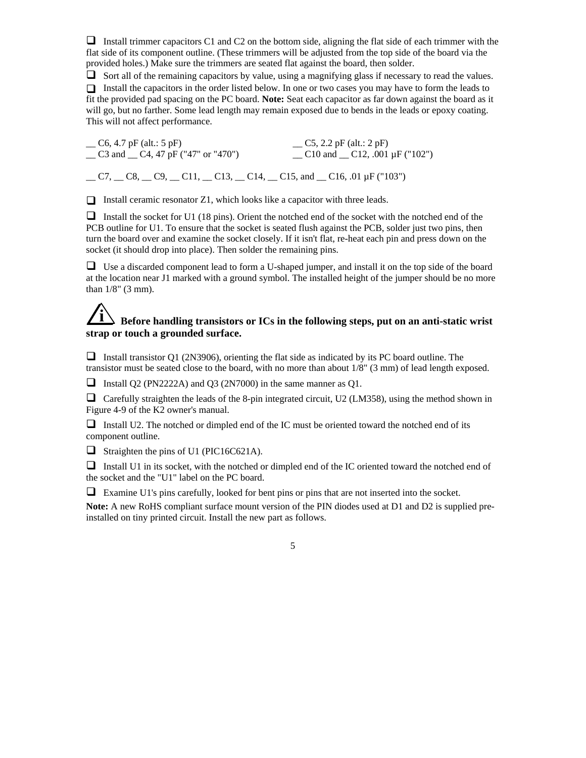- [ ] Install trimmer capacitors C1 and C2 on the bottom side, aligning the flat side of each trimmer with the flat side of its component outline. (These trimmers will be adjusted from the top side of the board via the provided holes.) Make sure the trimmers are seated flat against the board, then solder.

- [ ] Sort all of the remaining capacitors by value, using a magnifying glass if necessary to read the values.

- [ ] Install the capacitors in the order listed below. In one or two cases you may have to form the leads to fit the provided pad spacing on the PC board. **Note:** Seat each capacitor as far down against the board as it will go, but no farther. Some lead length may remain exposed due to bends in the leads or epoxy coating. This will not affect performance.

__ C6, 4.7 pF (alt.: 5 pF)
__ C5, 2.2 pF (alt.: 2 pF)
__ C3 and __ C4, 47 pF ("47" or "470")
__ C10 and __ C12, .001 µF ("102")

__ C7, __ C8, __ C9, __ C11, __ C13, __ C14, __ C15, and __ C16, .01 µF ("103")

- [ ] Install ceramic resonator Z1, which looks like a capacitor with three leads.

- [ ] Install the socket for U1 (18 pins). Orient the notched end of the socket with the notched end of the PCB outline for U1. To ensure that the socket is seated flush against the PCB, solder just two pins, then turn the board over and examine the socket closely. If it isn't flat, re-heat each pin and press down on the socket (it should drop into place). Then solder the remaining pins.

- [ ] Use a discarded component lead to form a U-shaped jumper, and install it on the top side of the board at the location near J1 marked with a ground symbol. The installed height of the jumper should be no more than 1/8" (3 mm).

**Before handling transistors or ICs in the following steps, put on an anti-static wrist strap or touch a grounded surface.**

- [ ] Install transistor Q1 (2N3906), orienting the flat side as indicated by its PC board outline. The transistor must be seated close to the board, with no more than about 1/8" (3 mm) of lead length exposed.

- [ ] Install Q2 (PN2222A) and Q3 (2N7000) in the same manner as Q1.

- [ ] Carefully straighten the leads of the 8-pin integrated circuit, U2 (LM358), using the method shown in Figure 4-9 of the K2 owner's manual.

- [ ] Install U2. The notched or dimpled end of the IC must be oriented toward the notched end of its component outline.

- [ ] Straighten the pins of U1 (PIC16C621A).

- [ ] Install U1 in its socket, with the notched or dimpled end of the IC oriented toward the notched end of the socket and the "U1" label on the PC board.

- [ ] Examine U1's pins carefully, looked for bent pins or pins that are not inserted into the socket.

**Note:** A new RoHS compliant surface mount version of the PIN diodes used at D1 and D2 is supplied pre-installed on tiny printed circuit. Install the new part as follows.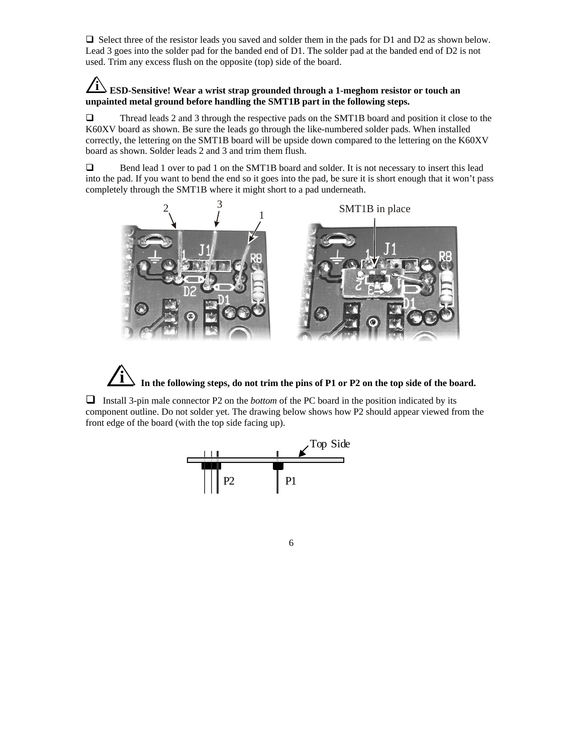❑ Select three of the resistor leads you saved and solder them in the pads for D1 and D2 as shown below. Lead 3 goes into the solder pad for the banded end of D1. The solder pad at the banded end of D2 is not used. Trim any excess flush on the opposite (top) side of the board.

**ESD-Sensitive! Wear a wrist strap grounded through a 1-meghom resistor or touch an unpainted metal ground before handling the SMT1B part in the following steps.**

❑ Thread leads 2 and 3 through the respective pads on the SMT1B board and position it close to the K60XV board as shown. Be sure the leads go through the like-numbered solder pads. When installed correctly, the lettering on the SMT1B board will be upside down compared to the lettering on the K60XV board as shown. Solder leads 2 and 3 and trim them flush.

❑ Bend lead 1 over to pad 1 on the SMT1B board and solder. It is not necessary to insert this lead into the pad. If you want to bend the end so it goes into the pad, be sure it is short enough that it won't pass completely through the SMT1B where it might short to a pad underneath.

2 3 1

SMT1B in place

**In the following steps, do not trim the pins of P1 or P2 on the top side of the board.**

❑ Install 3-pin male connector P2 on the *bottom* of the PC board in the position indicated by its component outline. Do not solder yet. The drawing below shows how P2 should appear viewed from the front edge of the board (with the top side facing up).

Top Side

P2 P1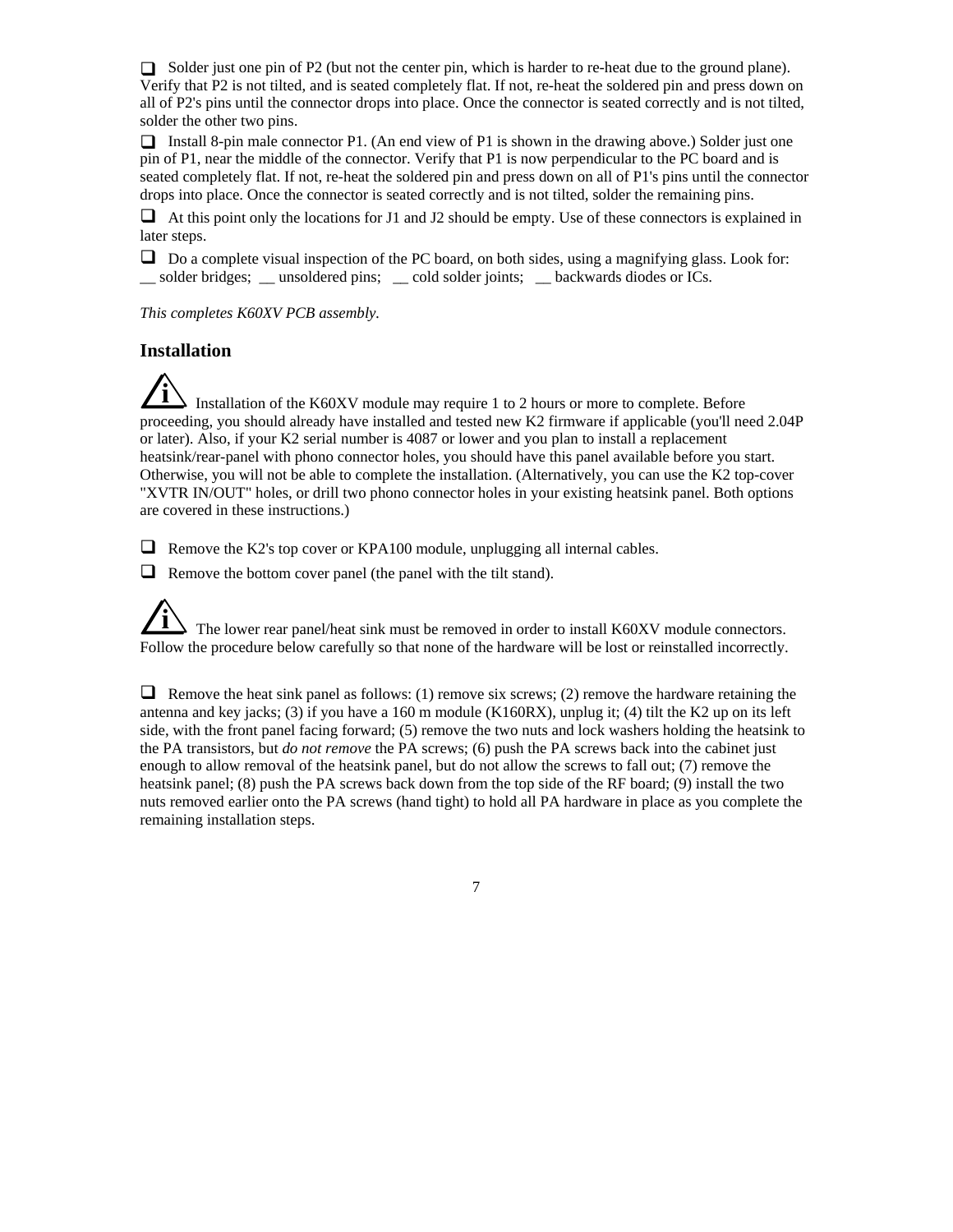- [ ] Solder just one pin of P2 (but not the center pin, which is harder to re-heat due to the ground plane). Verify that P2 is not tilted, and is seated completely flat. If not, re-heat the soldered pin and press down on all of P2's pins until the connector drops into place. Once the connector is seated correctly and is not tilted, solder the other two pins.

- [ ] Install 8-pin male connector P1. (An end view of P1 is shown in the drawing above.) Solder just one pin of P1, near the middle of the connector. Verify that P1 is now perpendicular to the PC board and is seated completely flat. If not, re-heat the soldered pin and press down on all of P1's pins until the connector drops into place. Once the connector is seated correctly and is not tilted, solder the remaining pins.

- [ ] At this point only the locations for J1 and J2 should be empty. Use of these connectors is explained in later steps.

- [ ] Do a complete visual inspection of the PC board, on both sides, using a magnifying glass. Look for: __ solder bridges; __ unsoldered pins; __ cold solder joints; __ backwards diodes or ICs.

*This completes K60XV PCB assembly.*

## Installation

**i** Installation of the K60XV module may require 1 to 2 hours or more to complete. Before proceeding, you should already have installed and tested new K2 firmware if applicable (you'll need 2.04P or later). Also, if your K2 serial number is 4087 or lower and you plan to install a replacement heatsink/rear-panel with phono connector holes, you should have this panel available before you start. Otherwise, you will not be able to complete the installation. (Alternatively, you can use the K2 top-cover "XVTR IN/OUT" holes, or drill two phono connector holes in your existing heatsink panel. Both options are covered in these instructions.)

- [ ] Remove the K2's top cover or KPA100 module, unplugging all internal cables.

- [ ] Remove the bottom cover panel (the panel with the tilt stand).

**i** The lower rear panel/heat sink must be removed in order to install K60XV module connectors. Follow the procedure below carefully so that none of the hardware will be lost or reinstalled incorrectly.

- [ ] Remove the heat sink panel as follows: (1) remove six screws; (2) remove the hardware retaining the antenna and key jacks; (3) if you have a 160 m module (K160RX), unplug it; (4) tilt the K2 up on its left side, with the front panel facing forward; (5) remove the two nuts and lock washers holding the heatsink to the PA transistors, but *do not remove* the PA screws; (6) push the PA screws back into the cabinet just enough to allow removal of the heatsink panel, but do not allow the screws to fall out; (7) remove the heatsink panel; (8) push the PA screws back down from the top side of the RF board; (9) install the two nuts removed earlier onto the PA screws (hand tight) to hold all PA hardware in place as you complete the remaining installation steps.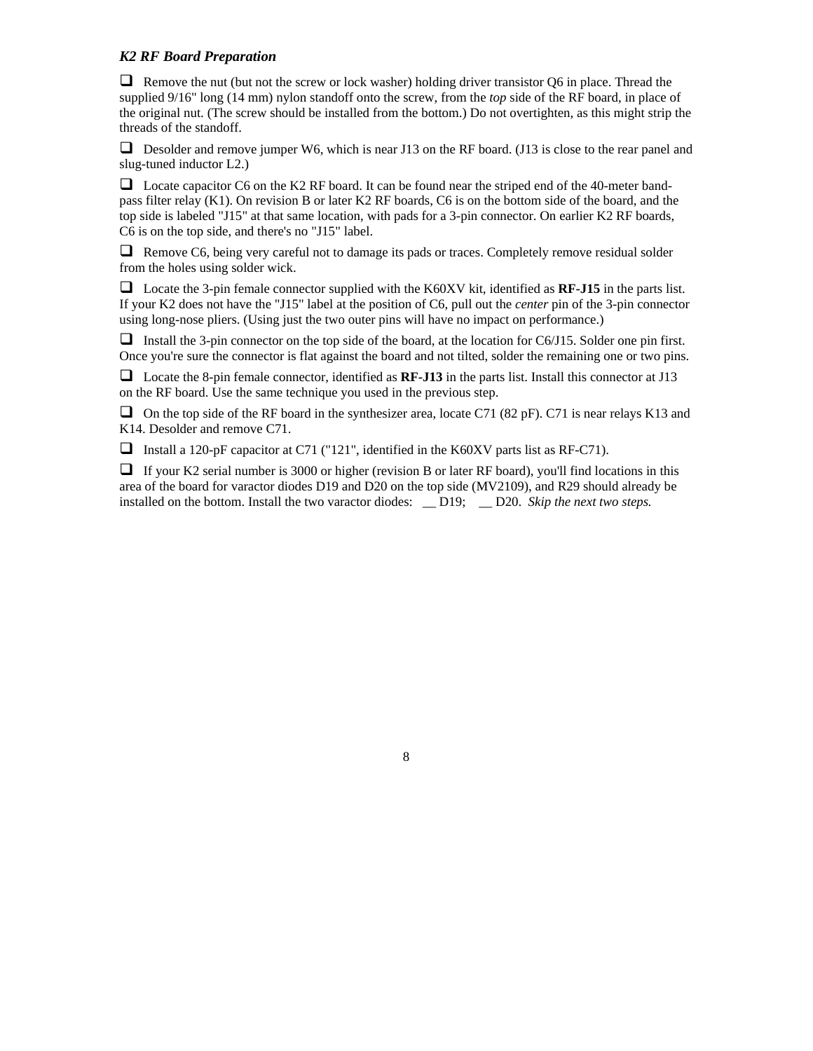### *K2 RF Board Preparation*

❑ Remove the nut (but not the screw or lock washer) holding driver transistor Q6 in place. Thread the supplied 9/16" long (14 mm) nylon standoff onto the screw, from the *top* side of the RF board, in place of the original nut. (The screw should be installed from the bottom.) Do not overtighten, as this might strip the threads of the standoff.

❑ Desolder and remove jumper W6, which is near J13 on the RF board. (J13 is close to the rear panel and slug-tuned inductor L2.)

❑ Locate capacitor C6 on the K2 RF board. It can be found near the striped end of the 40-meter band-pass filter relay (K1). On revision B or later K2 RF boards, C6 is on the bottom side of the board, and the top side is labeled "J15" at that same location, with pads for a 3-pin connector. On earlier K2 RF boards, C6 is on the top side, and there's no "J15" label.

❑ Remove C6, being very careful not to damage its pads or traces. Completely remove residual solder from the holes using solder wick.

❑ Locate the 3-pin female connector supplied with the K60XV kit, identified as **RF-J15** in the parts list. If your K2 does not have the "J15" label at the position of C6, pull out the *center* pin of the 3-pin connector using long-nose pliers. (Using just the two outer pins will have no impact on performance.)

❑ Install the 3-pin connector on the top side of the board, at the location for C6/J15. Solder one pin first. Once you're sure the connector is flat against the board and not tilted, solder the remaining one or two pins.

❑ Locate the 8-pin female connector, identified as **RF-J13** in the parts list. Install this connector at J13 on the RF board. Use the same technique you used in the previous step.

❑ On the top side of the RF board in the synthesizer area, locate C71 (82 pF). C71 is near relays K13 and K14. Desolder and remove C71.

❑ Install a 120-pF capacitor at C71 ("121", identified in the K60XV parts list as RF-C71).

❑ If your K2 serial number is 3000 or higher (revision B or later RF board), you'll find locations in this area of the board for varactor diodes D19 and D20 on the top side (MV2109), and R29 should already be installed on the bottom. Install the two varactor diodes: __ D19; __ D20. *Skip the next two steps.*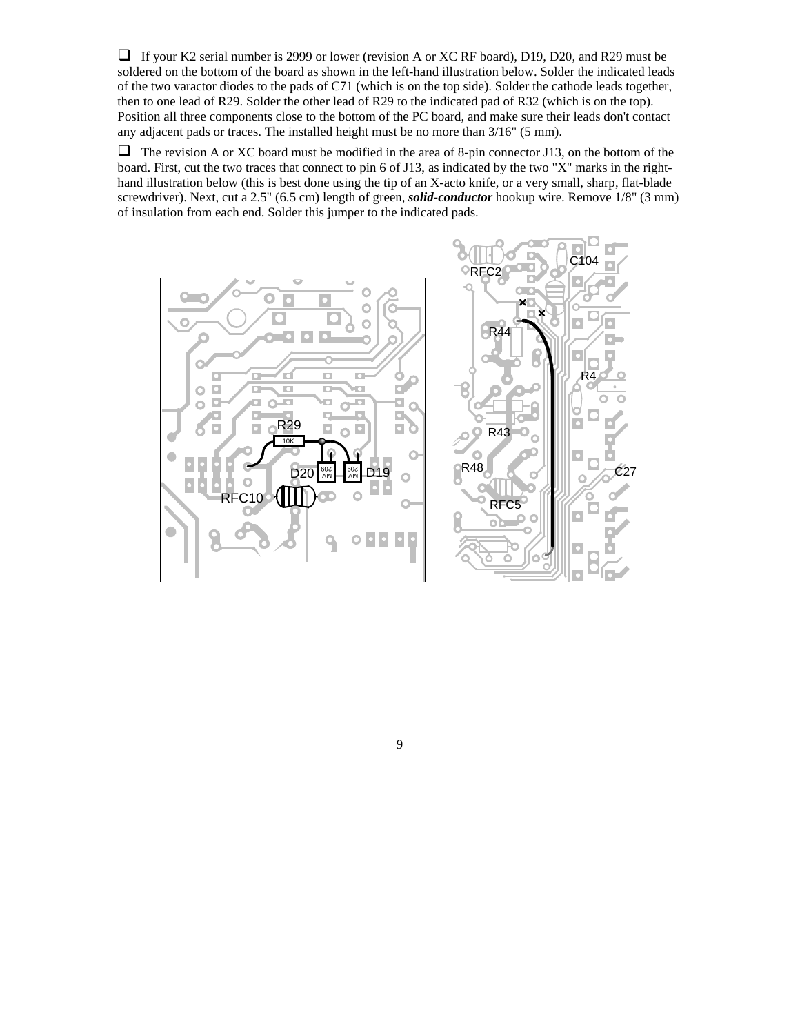- [ ] If your K2 serial number is 2999 or lower (revision A or XC RF board), D19, D20, and R29 must be soldered on the bottom of the board as shown in the left-hand illustration below. Solder the indicated leads of the two varactor diodes to the pads of C71 (which is on the top side). Solder the cathode leads together, then to one lead of R29. Solder the other lead of R29 to the indicated pad of R32 (which is on the top). Position all three components close to the bottom of the PC board, and make sure their leads don't contact any adjacent pads or traces. The installed height must be no more than 3/16" (5 mm).

- [ ] The revision A or XC board must be modified in the area of 8-pin connector J13, on the bottom of the board. First, cut the two traces that connect to pin 6 of J13, as indicated by the two "X" marks in the right-hand illustration below (this is best done using the tip of an X-acto knife, or a very small, sharp, flat-blade screwdriver). Next, cut a 2.5" (6.5 cm) length of green, ***solid-conductor*** hookup wire. Remove 1/8" (3 mm) of insulation from each end. Solder this jumper to the indicated pads.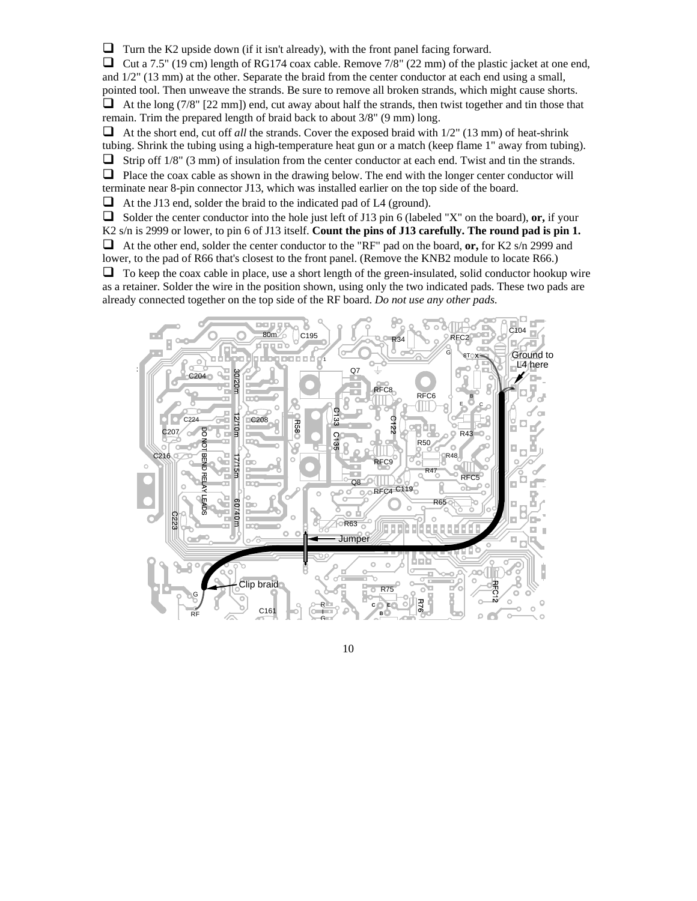- ❑ Turn the K2 upside down (if it isn't already), with the front panel facing forward.
- ❑ Cut a 7.5" (19 cm) length of RG174 coax cable. Remove 7/8" (22 mm) of the plastic jacket at one end, and 1/2" (13 mm) at the other. Separate the braid from the center conductor at each end using a small, pointed tool. Then unweave the strands. Be sure to remove all broken strands, which might cause shorts.
- ❑ At the long (7/8" [22 mm]) end, cut away about half the strands, then twist together and tin those that remain. Trim the prepared length of braid back to about 3/8" (9 mm) long.
- ❑ At the short end, cut off *all* the strands. Cover the exposed braid with 1/2" (13 mm) of heat-shrink tubing. Shrink the tubing using a high-temperature heat gun or a match (keep flame 1" away from tubing).
- ❑ Strip off 1/8" (3 mm) of insulation from the center conductor at each end. Twist and tin the strands.
- ❑ Place the coax cable as shown in the drawing below. The end with the longer center conductor will terminate near 8-pin connector J13, which was installed earlier on the top side of the board.
- ❑ At the J13 end, solder the braid to the indicated pad of L4 (ground).
- ❑ Solder the center conductor into the hole just left of J13 pin 6 (labeled "X" on the board), **or,** if your K2 s/n is 2999 or lower, to pin 6 of J13 itself. **Count the pins of J13 carefully. The round pad is pin 1.**
- ❑ At the other end, solder the center conductor to the "RF" pad on the board, **or,** for K2 s/n 2999 and lower, to the pad of R66 that's closest to the front panel. (Remove the KNB2 module to locate R66.)
- ❑ To keep the coax cable in place, use a short length of the green-insulated, solid conductor hookup wire as a retainer. Solder the wire in the position shown, using only the two indicated pads. These two pads are already connected together on the top side of the RF board. *Do not use any other pads.*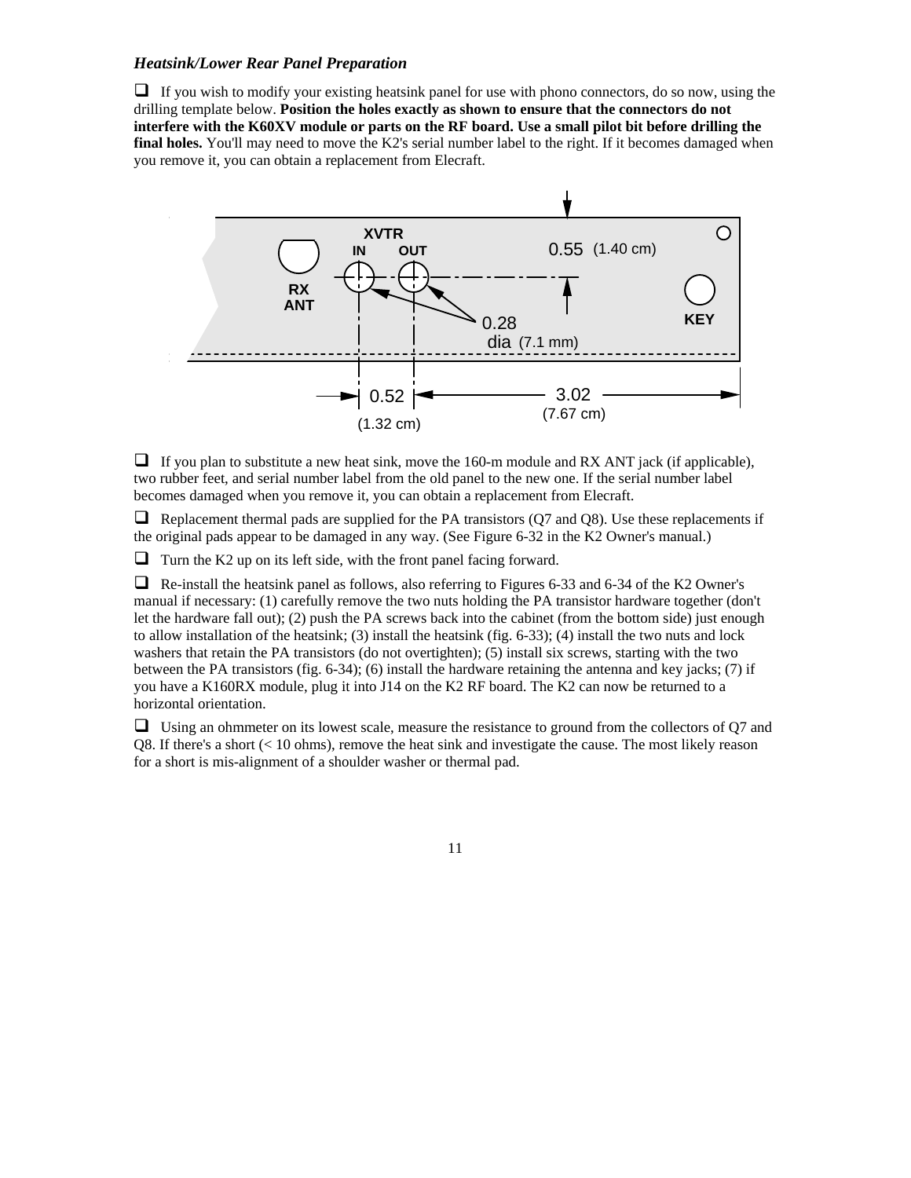### *Heatsink/Lower Rear Panel Preparation*

❑ If you wish to modify your existing heatsink panel for use with phono connectors, do so now, using the drilling template below. **Position the holes exactly as shown to ensure that the connectors do not interfere with the K60XV module or parts on the RF board. Use a small pilot bit before drilling the final holes.** You'll may need to move the K2's serial number label to the right. If it becomes damaged when you remove it, you can obtain a replacement from Elecraft.

XVTR IN OUT, RX ANT, KEY, 0.55 (1.40 cm), 0.28 dia (7.1 mm), 0.52 (1.32 cm), 3.02 (7.67 cm)

❑ If you plan to substitute a new heat sink, move the 160-m module and RX ANT jack (if applicable), two rubber feet, and serial number label from the old panel to the new one. If the serial number label becomes damaged when you remove it, you can obtain a replacement from Elecraft.

❑ Replacement thermal pads are supplied for the PA transistors (Q7 and Q8). Use these replacements if the original pads appear to be damaged in any way. (See Figure 6-32 in the K2 Owner's manual.)

❑ Turn the K2 up on its left side, with the front panel facing forward.

❑ Re-install the heatsink panel as follows, also referring to Figures 6-33 and 6-34 of the K2 Owner's manual if necessary: (1) carefully remove the two nuts holding the PA transistor hardware together (don't let the hardware fall out); (2) push the PA screws back into the cabinet (from the bottom side) just enough to allow installation of the heatsink; (3) install the heatsink (fig. 6-33); (4) install the two nuts and lock washers that retain the PA transistors (do not overtighten); (5) install six screws, starting with the two between the PA transistors (fig. 6-34); (6) install the hardware retaining the antenna and key jacks; (7) if you have a K160RX module, plug it into J14 on the K2 RF board. The K2 can now be returned to a horizontal orientation.

❑ Using an ohmmeter on its lowest scale, measure the resistance to ground from the collectors of Q7 and Q8. If there's a short (< 10 ohms), remove the heat sink and investigate the cause. The most likely reason for a short is mis-alignment of a shoulder washer or thermal pad.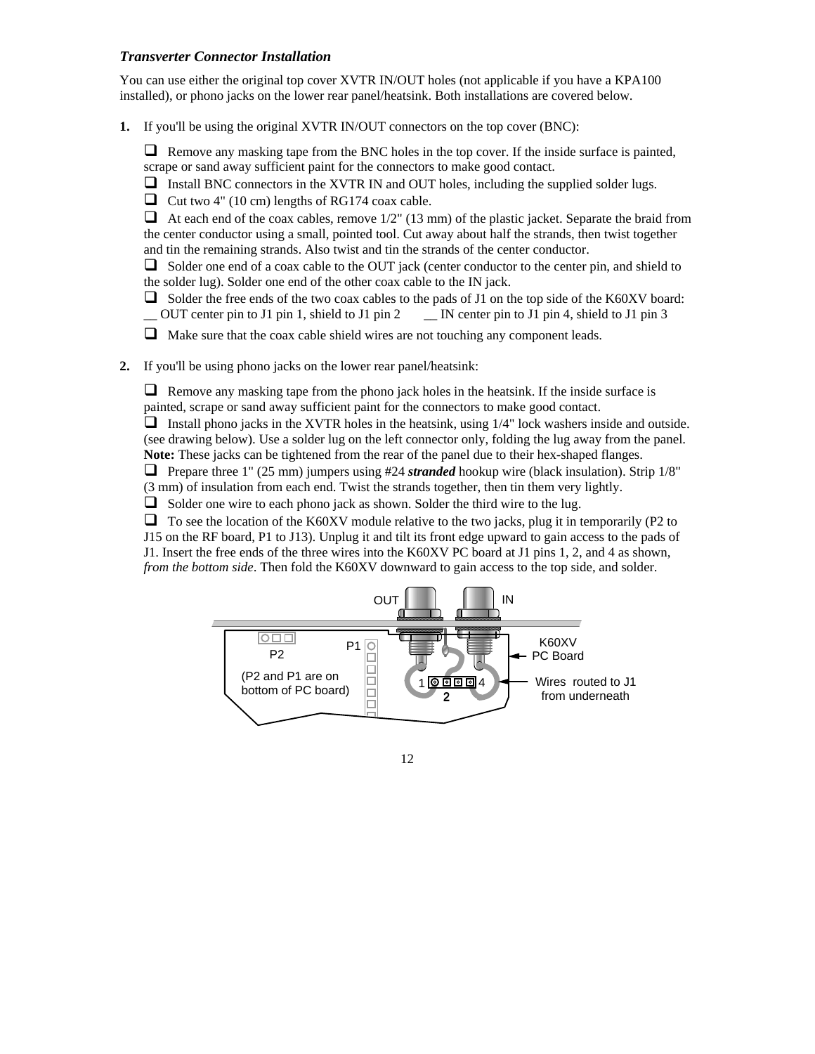### *Transverter Connector Installation*

You can use either the original top cover XVTR IN/OUT holes (not applicable if you have a KPA100 installed), or phono jacks on the lower rear panel/heatsink. Both installations are covered below.

**1.** If you'll be using the original XVTR IN/OUT connectors on the top cover (BNC):

- ❑ Remove any masking tape from the BNC holes in the top cover. If the inside surface is painted, scrape or sand away sufficient paint for the connectors to make good contact.
- ❑ Install BNC connectors in the XVTR IN and OUT holes, including the supplied solder lugs.
- ❑ Cut two 4" (10 cm) lengths of RG174 coax cable.
- ❑ At each end of the coax cables, remove 1/2" (13 mm) of the plastic jacket. Separate the braid from the center conductor using a small, pointed tool. Cut away about half the strands, then twist together and tin the remaining strands. Also twist and tin the strands of the center conductor.
- ❑ Solder one end of a coax cable to the OUT jack (center conductor to the center pin, and shield to the solder lug). Solder one end of the other coax cable to the IN jack.
- ❑ Solder the free ends of the two coax cables to the pads of J1 on the top side of the K60XV board:
  __ OUT center pin to J1 pin 1, shield to J1 pin 2 __ IN center pin to J1 pin 4, shield to J1 pin 3
- ❑ Make sure that the coax cable shield wires are not touching any component leads.

**2.** If you'll be using phono jacks on the lower rear panel/heatsink:

- ❑ Remove any masking tape from the phono jack holes in the heatsink. If the inside surface is painted, scrape or sand away sufficient paint for the connectors to make good contact.
- ❑ Install phono jacks in the XVTR holes in the heatsink, using 1/4" lock washers inside and outside. (see drawing below). Use a solder lug on the left connector only, folding the lug away from the panel. **Note:** These jacks can be tightened from the rear of the panel due to their hex-shaped flanges.
- ❑ Prepare three 1" (25 mm) jumpers using #24 ***stranded*** hookup wire (black insulation). Strip 1/8" (3 mm) of insulation from each end. Twist the strands together, then tin them very lightly.
- ❑ Solder one wire to each phono jack as shown. Solder the third wire to the lug.
- ❑ To see the location of the K60XV module relative to the two jacks, plug it in temporarily (P2 to J15 on the RF board, P1 to J13). Unplug it and tilt its front edge upward to gain access to the pads of J1. Insert the free ends of the three wires into the K60XV PC board at J1 pins 1, 2, and 4 as shown, *from the bottom side*. Then fold the K60XV downward to gain access to the top side, and solder.

OUT IN P2 P1 K60XV PC Board (P2 and P1 are on bottom of PC board) 1 2 4 Wires routed to J1 from underneath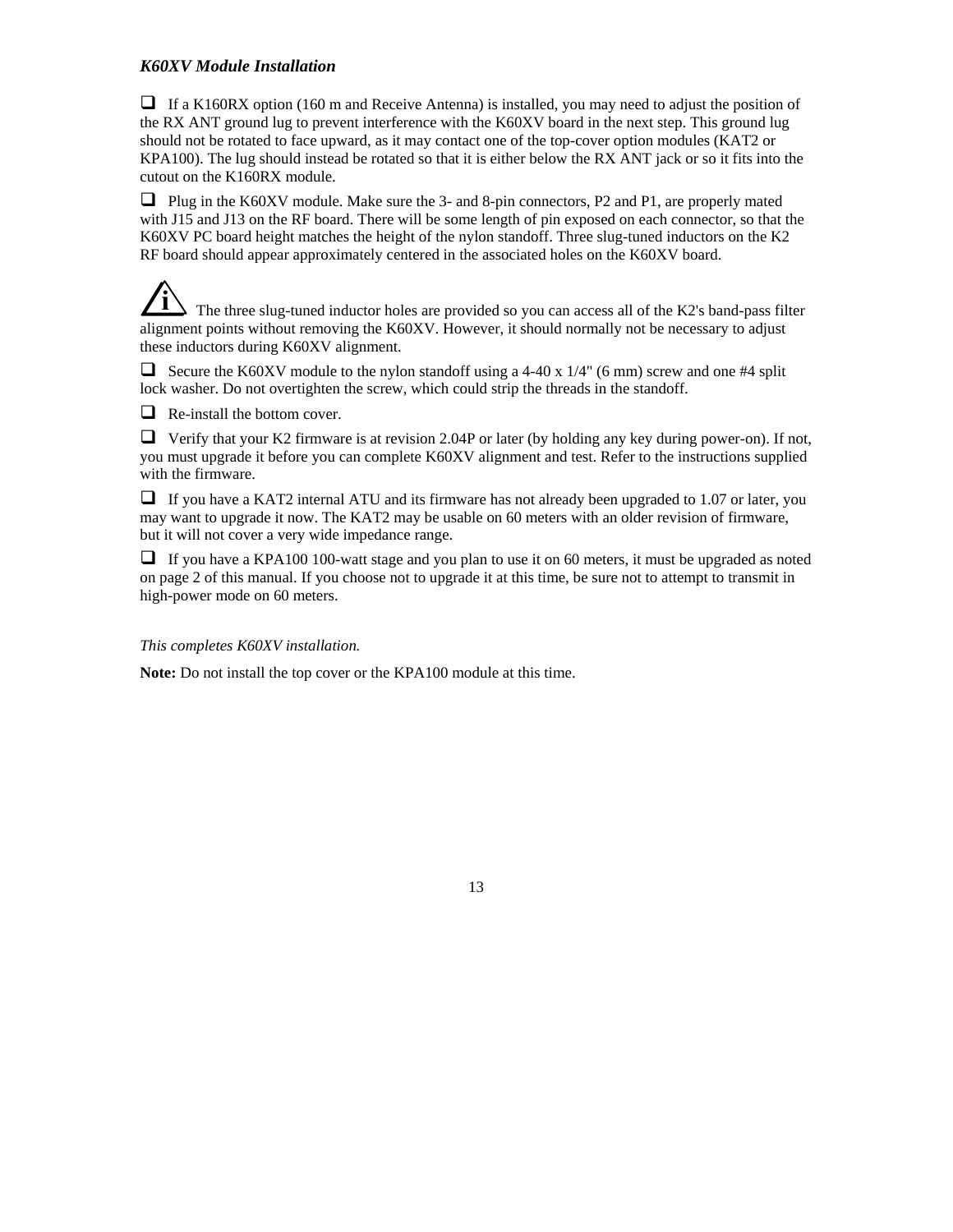### *K60XV Module Installation*

- [ ] If a K160RX option (160 m and Receive Antenna) is installed, you may need to adjust the position of the RX ANT ground lug to prevent interference with the K60XV board in the next step. This ground lug should not be rotated to face upward, as it may contact one of the top-cover option modules (KAT2 or KPA100). The lug should instead be rotated so that it is either below the RX ANT jack or so it fits into the cutout on the K160RX module.

- [ ] Plug in the K60XV module. Make sure the 3- and 8-pin connectors, P2 and P1, are properly mated with J15 and J13 on the RF board. There will be some length of pin exposed on each connector, so that the K60XV PC board height matches the height of the nylon standoff. Three slug-tuned inductors on the K2 RF board should appear approximately centered in the associated holes on the K60XV board.

ℹ The three slug-tuned inductor holes are provided so you can access all of the K2's band-pass filter alignment points without removing the K60XV. However, it should normally not be necessary to adjust these inductors during K60XV alignment.

- [ ] Secure the K60XV module to the nylon standoff using a 4-40 x 1/4" (6 mm) screw and one #4 split lock washer. Do not overtighten the screw, which could strip the threads in the standoff.

- [ ] Re-install the bottom cover.

- [ ] Verify that your K2 firmware is at revision 2.04P or later (by holding any key during power-on). If not, you must upgrade it before you can complete K60XV alignment and test. Refer to the instructions supplied with the firmware.

- [ ] If you have a KAT2 internal ATU and its firmware has not already been upgraded to 1.07 or later, you may want to upgrade it now. The KAT2 may be usable on 60 meters with an older revision of firmware, but it will not cover a very wide impedance range.

- [ ] If you have a KPA100 100-watt stage and you plan to use it on 60 meters, it must be upgraded as noted on page 2 of this manual. If you choose not to upgrade it at this time, be sure not to attempt to transmit in high-power mode on 60 meters.

*This completes K60XV installation.*

**Note:** Do not install the top cover or the KPA100 module at this time.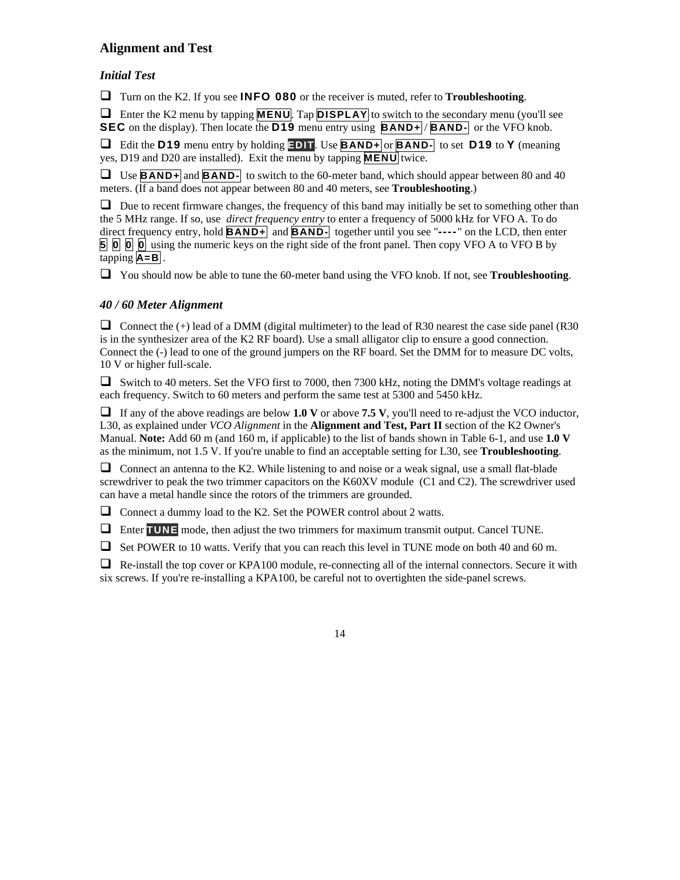## Alignment and Test

### *Initial Test*

- [ ] Turn on the K2. If you see **INFO 080** or the receiver is muted, refer to **Troubleshooting**.

- [ ] Enter the K2 menu by tapping **MENU**. Tap **DISPLAY** to switch to the secondary menu (you'll see **SEC** on the display). Then locate the **D19** menu entry using **BAND+** / **BAND-** or the VFO knob.

- [ ] Edit the **D19** menu entry by holding **EDIT**. Use **BAND+** or **BAND-** to set **D19** to **Y** (meaning yes, D19 and D20 are installed). Exit the menu by tapping **MENU** twice.

- [ ] Use **BAND+** and **BAND-** to switch to the 60-meter band, which should appear between 80 and 40 meters. (If a band does not appear between 80 and 40 meters, see **Troubleshooting**.)

- [ ] Due to recent firmware changes, the frequency of this band may initially be set to something other than the 5 MHz range. If so, use *direct frequency entry* to enter a frequency of 5000 kHz for VFO A. To do direct frequency entry, hold **BAND+** and **BAND-** together until you see "**----**" on the LCD, then enter **5** **0** **0** **0** using the numeric keys on the right side of the front panel. Then copy VFO A to VFO B by tapping **A=B** .

- [ ] You should now be able to tune the 60-meter band using the VFO knob. If not, see **Troubleshooting**.

### *40 / 60 Meter Alignment*

- [ ] Connect the (+) lead of a DMM (digital multimeter) to the lead of R30 nearest the case side panel (R30 is in the synthesizer area of the K2 RF board). Use a small alligator clip to ensure a good connection. Connect the (-) lead to one of the ground jumpers on the RF board. Set the DMM for to measure DC volts, 10 V or higher full-scale.

- [ ] Switch to 40 meters. Set the VFO first to 7000, then 7300 kHz, noting the DMM's voltage readings at each frequency. Switch to 60 meters and perform the same test at 5300 and 5450 kHz.

- [ ] If any of the above readings are below **1.0 V** or above **7.5 V**, you'll need to re-adjust the VCO inductor, L30, as explained under *VCO Alignment* in the **Alignment and Test, Part II** section of the K2 Owner's Manual. **Note:** Add 60 m (and 160 m, if applicable) to the list of bands shown in Table 6-1, and use **1.0 V** as the minimum, not 1.5 V. If you're unable to find an acceptable setting for L30, see **Troubleshooting**.

- [ ] Connect an antenna to the K2. While listening to and noise or a weak signal, use a small flat-blade screwdriver to peak the two trimmer capacitors on the K60XV module (C1 and C2). The screwdriver used can have a metal handle since the rotors of the trimmers are grounded.

- [ ] Connect a dummy load to the K2. Set the POWER control about 2 watts.

- [ ] Enter **TUNE** mode, then adjust the two trimmers for maximum transmit output. Cancel TUNE.

- [ ] Set POWER to 10 watts. Verify that you can reach this level in TUNE mode on both 40 and 60 m.

- [ ] Re-install the top cover or KPA100 module, re-connecting all of the internal connectors. Secure it with six screws. If you're re-installing a KPA100, be careful not to overtighten the side-panel screws.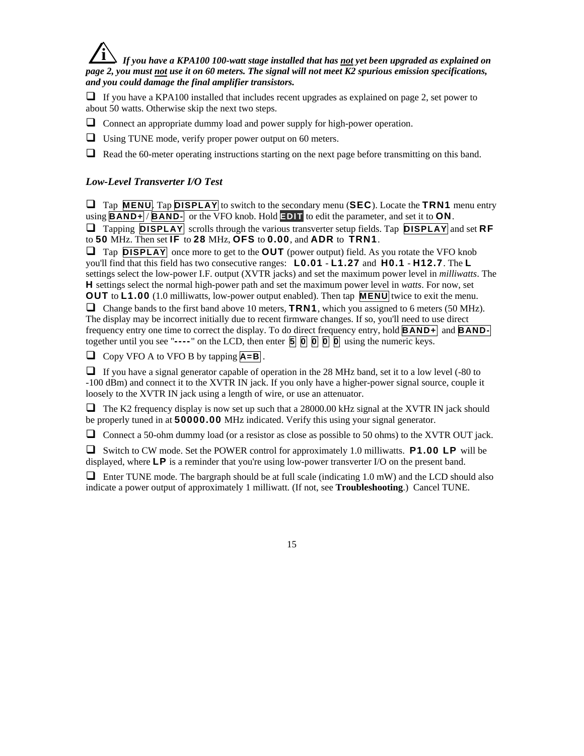***If you have a KPA100 100-watt stage installed that has not yet been upgraded as explained on page 2, you must not use it on 60 meters. The signal will not meet K2 spurious emission specifications, and you could damage the final amplifier transistors.***

- ❑ If you have a KPA100 installed that includes recent upgrades as explained on page 2, set power to about 50 watts. Otherwise skip the next two steps.
- ❑ Connect an appropriate dummy load and power supply for high-power operation.
- ❑ Using TUNE mode, verify proper power output on 60 meters.
- ❑ Read the 60-meter operating instructions starting on the next page before transmitting on this band.

### *Low-Level Transverter I/O Test*

- ❑ Tap **MENU**. Tap **DISPLAY** to switch to the secondary menu (**SEC**). Locate the **TRN1** menu entry using **BAND+** / **BAND-** or the VFO knob. Hold **EDIT** to edit the parameter, and set it to **ON**.
- ❑ Tapping **DISPLAY** scrolls through the various transverter setup fields. Tap **DISPLAY** and set **RF** to **50** MHz. Then set **IF** to **28** MHz, **OFS** to **0.00**, and **ADR** to **TRN1**.
- ❑ Tap **DISPLAY** once more to get to the **OUT** (power output) field. As you rotate the VFO knob you'll find that this field has two consecutive ranges: **L0.01** - **L1.27** and **H0.1** - **H12.7**. The **L** settings select the low-power I.F. output (XVTR jacks) and set the maximum power level in *milliwatts*. The **H** settings select the normal high-power path and set the maximum power level in *watts*. For now, set **OUT** to **L1.00** (1.0 milliwatts, low-power output enabled). Then tap **MENU** twice to exit the menu.
- ❑ Change bands to the first band above 10 meters, **TRN1**, which you assigned to 6 meters (50 MHz). The display may be incorrect initially due to recent firmware changes. If so, you'll need to use direct frequency entry one time to correct the display. To do direct frequency entry, hold **BAND+** and **BAND-** together until you see "**----**" on the LCD, then enter **5** **0** **0** **0** **0** using the numeric keys.
- ❑ Copy VFO A to VFO B by tapping **A=B**.
- ❑ If you have a signal generator capable of operation in the 28 MHz band, set it to a low level (-80 to -100 dBm) and connect it to the XVTR IN jack. If you only have a higher-power signal source, couple it loosely to the XVTR IN jack using a length of wire, or use an attenuator.
- ❑ The K2 frequency display is now set up such that a 28000.00 kHz signal at the XVTR IN jack should be properly tuned in at **50000.00** MHz indicated. Verify this using your signal generator.
- ❑ Connect a 50-ohm dummy load (or a resistor as close as possible to 50 ohms) to the XVTR OUT jack.
- ❑ Switch to CW mode. Set the POWER control for approximately 1.0 milliwatts. **P1.00 LP** will be displayed, where **LP** is a reminder that you're using low-power transverter I/O on the present band.
- ❑ Enter TUNE mode. The bargraph should be at full scale (indicating 1.0 mW) and the LCD should also indicate a power output of approximately 1 milliwatt. (If not, see **Troubleshooting**.) Cancel TUNE.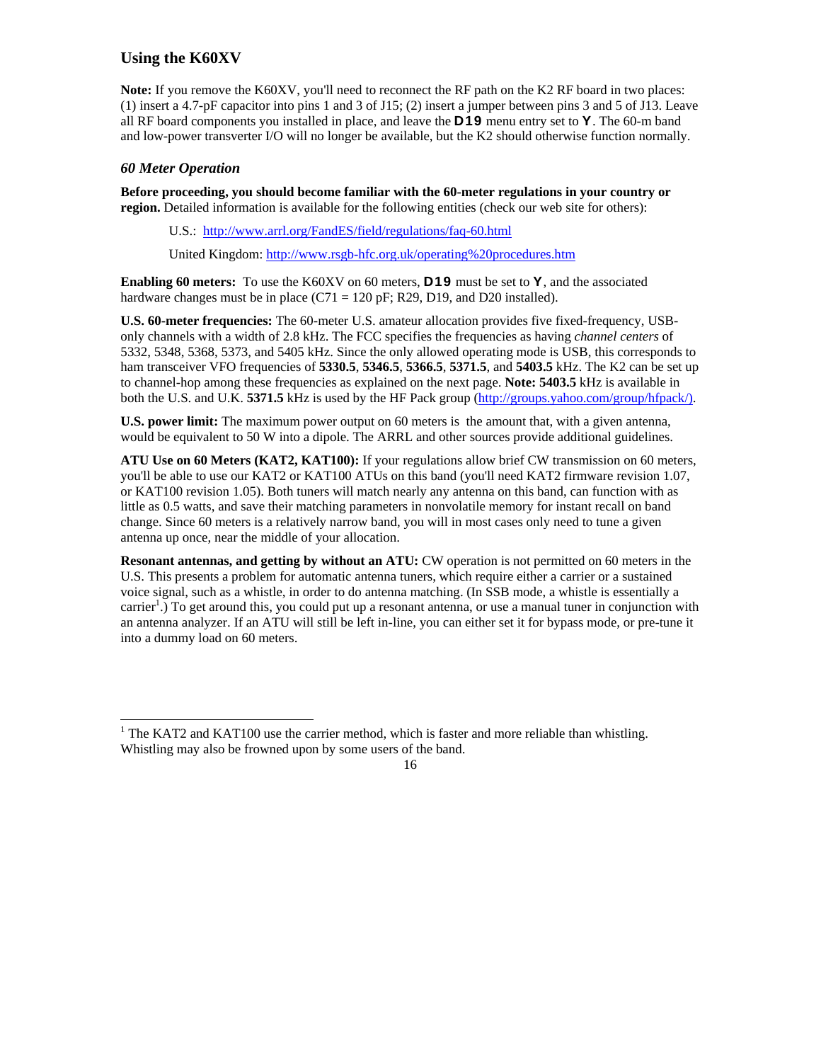## Using the K60XV

**Note:** If you remove the K60XV, you'll need to reconnect the RF path on the K2 RF board in two places: (1) insert a 4.7-pF capacitor into pins 1 and 3 of J15; (2) insert a jumper between pins 3 and 5 of J13. Leave all RF board components you installed in place, and leave the **D19** menu entry set to **Y**. The 60-m band and low-power transverter I/O will no longer be available, but the K2 should otherwise function normally.

### *60 Meter Operation*

**Before proceeding, you should become familiar with the 60-meter regulations in your country or region.** Detailed information is available for the following entities (check our web site for others):

U.S.: http://www.arrl.org/FandES/field/regulations/faq-60.html

United Kingdom: http://www.rsgb-hfc.org.uk/operating%20procedures.htm

**Enabling 60 meters:** To use the K60XV on 60 meters, **D19** must be set to **Y**, and the associated hardware changes must be in place (C71 = 120 pF; R29, D19, and D20 installed).

**U.S. 60-meter frequencies:** The 60-meter U.S. amateur allocation provides five fixed-frequency, USB-only channels with a width of 2.8 kHz. The FCC specifies the frequencies as having *channel centers* of 5332, 5348, 5368, 5373, and 5405 kHz. Since the only allowed operating mode is USB, this corresponds to ham transceiver VFO frequencies of **5330.5**, **5346.5**, **5366.5**, **5371.5**, and **5403.5** kHz. The K2 can be set up to channel-hop among these frequencies as explained on the next page. **Note: 5403.5** kHz is available in both the U.S. and U.K. **5371.5** kHz is used by the HF Pack group (http://groups.yahoo.com/group/hfpack/).

**U.S. power limit:** The maximum power output on 60 meters is the amount that, with a given antenna, would be equivalent to 50 W into a dipole. The ARRL and other sources provide additional guidelines.

**ATU Use on 60 Meters (KAT2, KAT100):** If your regulations allow brief CW transmission on 60 meters, you'll be able to use our KAT2 or KAT100 ATUs on this band (you'll need KAT2 firmware revision 1.07, or KAT100 revision 1.05). Both tuners will match nearly any antenna on this band, can function with as little as 0.5 watts, and save their matching parameters in nonvolatile memory for instant recall on band change. Since 60 meters is a relatively narrow band, you will in most cases only need to tune a given antenna up once, near the middle of your allocation.

**Resonant antennas, and getting by without an ATU:** CW operation is not permitted on 60 meters in the U.S. This presents a problem for automatic antenna tuners, which require either a carrier or a sustained voice signal, such as a whistle, in order to do antenna matching. (In SSB mode, a whistle is essentially a carrier[1].) To get around this, you could put up a resonant antenna, or use a manual tuner in conjunction with an antenna analyzer. If an ATU will still be left in-line, you can either set it for bypass mode, or pre-tune it into a dummy load on 60 meters.

---

[1] The KAT2 and KAT100 use the carrier method, which is faster and more reliable than whistling. Whistling may also be frowned upon by some users of the band.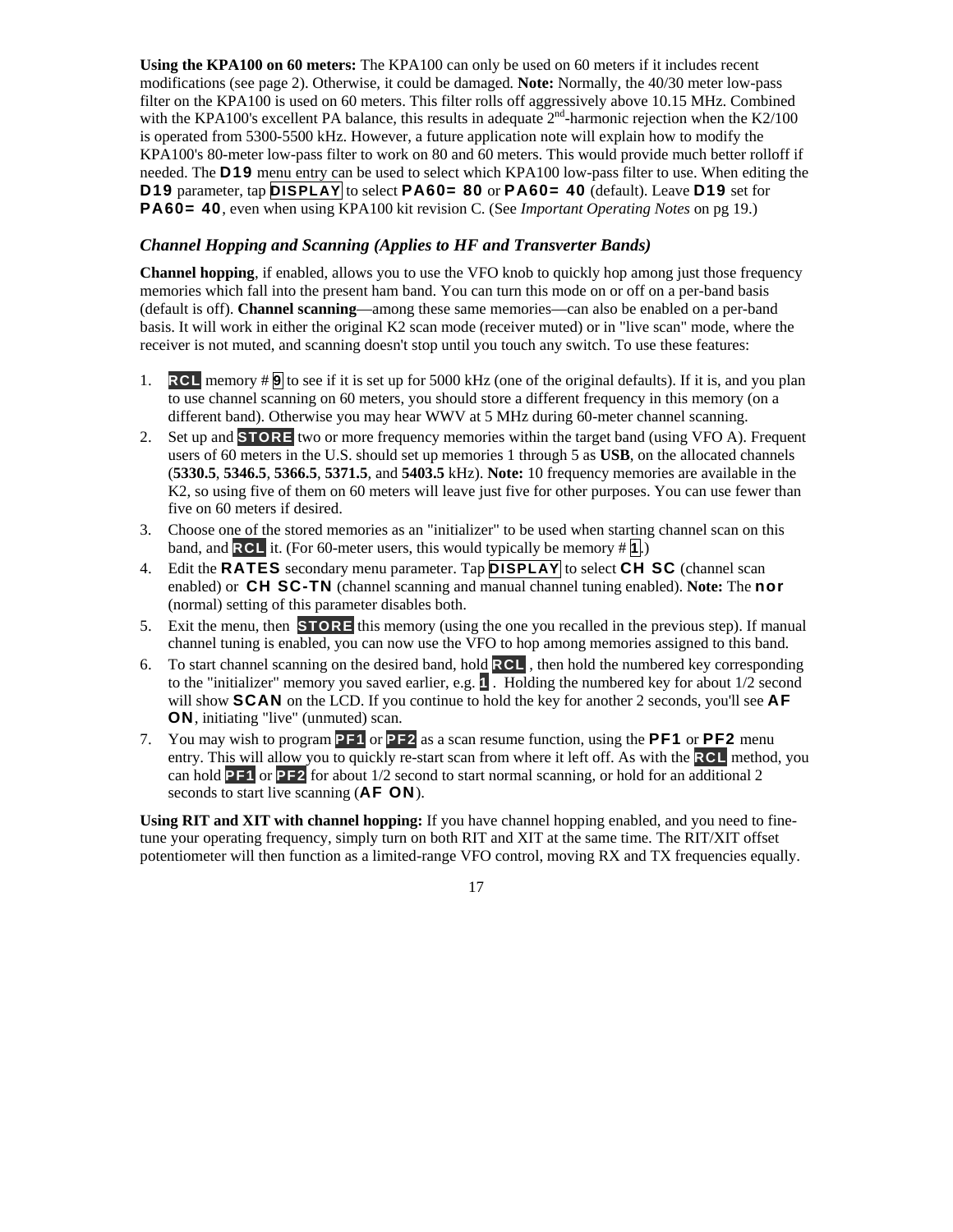**Using the KPA100 on 60 meters:** The KPA100 can only be used on 60 meters if it includes recent modifications (see page 2). Otherwise, it could be damaged. **Note:** Normally, the 40/30 meter low-pass filter on the KPA100 is used on 60 meters. This filter rolls off aggressively above 10.15 MHz. Combined with the KPA100's excellent PA balance, this results in adequate 2nd-harmonic rejection when the K2/100 is operated from 5300-5500 kHz. However, a future application note will explain how to modify the KPA100's 80-meter low-pass filter to work on 80 and 60 meters. This would provide much better rolloff if needed. The **D19** menu entry can be used to select which KPA100 low-pass filter to use. When editing the **D19** parameter, tap **DISPLAY** to select **PA60= 80** or **PA60= 40** (default). Leave **D19** set for **PA60= 40**, even when using KPA100 kit revision C. (See *Important Operating Notes* on pg 19.)

### *Channel Hopping and Scanning (Applies to HF and Transverter Bands)*

**Channel hopping**, if enabled, allows you to use the VFO knob to quickly hop among just those frequency memories which fall into the present ham band. You can turn this mode on or off on a per-band basis (default is off). **Channel scanning**—among these same memories—can also be enabled on a per-band basis. It will work in either the original K2 scan mode (receiver muted) or in "live scan" mode, where the receiver is not muted, and scanning doesn't stop until you touch any switch. To use these features:

1. **RCL** memory # **9** to see if it is set up for 5000 kHz (one of the original defaults). If it is, and you plan to use channel scanning on 60 meters, you should store a different frequency in this memory (on a different band). Otherwise you may hear WWV at 5 MHz during 60-meter channel scanning.
2. Set up and **STORE** two or more frequency memories within the target band (using VFO A). Frequent users of 60 meters in the U.S. should set up memories 1 through 5 as **USB**, on the allocated channels (**5330.5**, **5346.5**, **5366.5**, **5371.5**, and **5403.5** kHz). **Note:** 10 frequency memories are available in the K2, so using five of them on 60 meters will leave just five for other purposes. You can use fewer than five on 60 meters if desired.
3. Choose one of the stored memories as an "initializer" to be used when starting channel scan on this band, and **RCL** it. (For 60-meter users, this would typically be memory # **1**.)
4. Edit the **RATES** secondary menu parameter. Tap **DISPLAY** to select **CH SC** (channel scan enabled) or **CH SC-TN** (channel scanning and manual channel tuning enabled). **Note:** The **nor** (normal) setting of this parameter disables both.
5. Exit the menu, then **STORE** this memory (using the one you recalled in the previous step). If manual channel tuning is enabled, you can now use the VFO to hop among memories assigned to this band.
6. To start channel scanning on the desired band, hold **RCL** , then hold the numbered key corresponding to the "initializer" memory you saved earlier, e.g. **1** . Holding the numbered key for about 1/2 second will show **SCAN** on the LCD. If you continue to hold the key for another 2 seconds, you'll see **AF ON**, initiating "live" (unmuted) scan.
7. You may wish to program **PF1** or **PF2** as a scan resume function, using the **PF1** or **PF2** menu entry. This will allow you to quickly re-start scan from where it left off. As with the **RCL** method, you can hold **PF1** or **PF2** for about 1/2 second to start normal scanning, or hold for an additional 2 seconds to start live scanning (**AF ON**).

**Using RIT and XIT with channel hopping:** If you have channel hopping enabled, and you need to fine-tune your operating frequency, simply turn on both RIT and XIT at the same time. The RIT/XIT offset potentiometer will then function as a limited-range VFO control, moving RX and TX frequencies equally.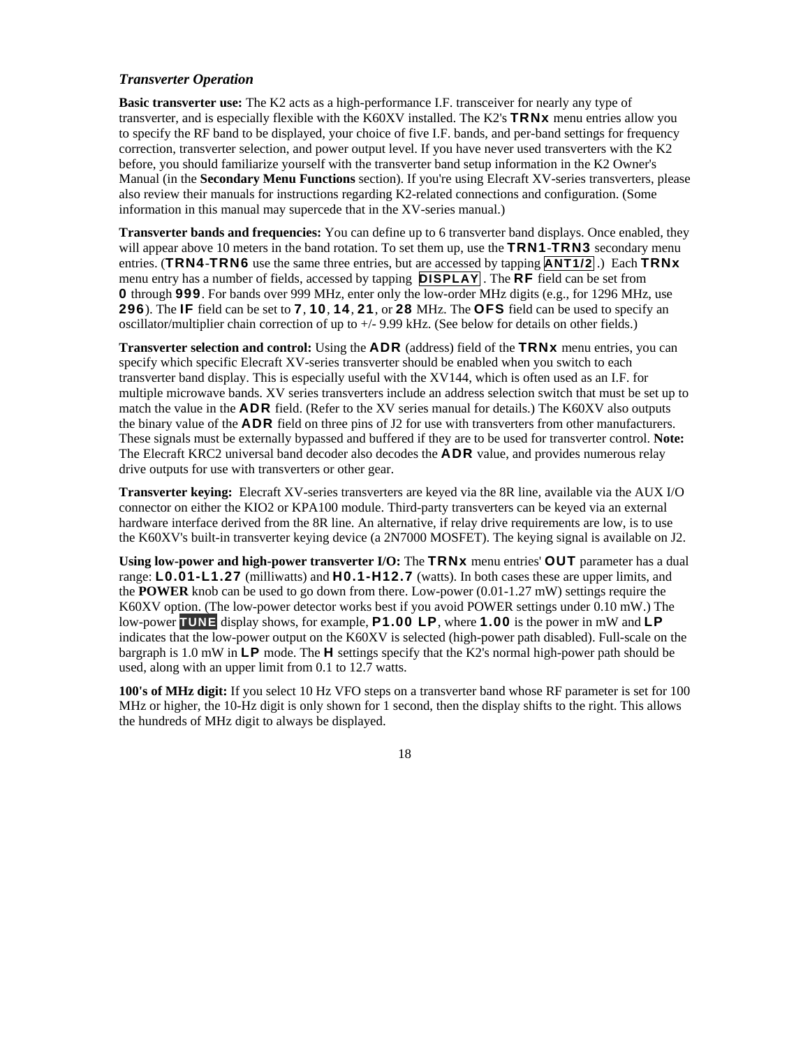### *Transverter Operation*

**Basic transverter use:** The K2 acts as a high-performance I.F. transceiver for nearly any type of transverter, and is especially flexible with the K60XV installed. The K2's **TRNx** menu entries allow you to specify the RF band to be displayed, your choice of five I.F. bands, and per-band settings for frequency correction, transverter selection, and power output level. If you have never used transverters with the K2 before, you should familiarize yourself with the transverter band setup information in the K2 Owner's Manual (in the **Secondary Menu Functions** section). If you're using Elecraft XV-series transverters, please also review their manuals for instructions regarding K2-related connections and configuration. (Some information in this manual may supercede that in the XV-series manual.)

**Transverter bands and frequencies:** You can define up to 6 transverter band displays. Once enabled, they will appear above 10 meters in the band rotation. To set them up, use the **TRN1**-**TRN3** secondary menu entries. (**TRN4**-**TRN6** use the same three entries, but are accessed by tapping **ANT1/2**.) Each **TRNx** menu entry has a number of fields, accessed by tapping **DISPLAY**. The **RF** field can be set from **0** through **999**. For bands over 999 MHz, enter only the low-order MHz digits (e.g., for 1296 MHz, use **296**). The **IF** field can be set to **7**, **10**, **14**, **21**, or **28** MHz. The **OFS** field can be used to specify an oscillator/multiplier chain correction of up to +/- 9.99 kHz. (See below for details on other fields.)

**Transverter selection and control:** Using the **ADR** (address) field of the **TRNx** menu entries, you can specify which specific Elecraft XV-series transverter should be enabled when you switch to each transverter band display. This is especially useful with the XV144, which is often used as an I.F. for multiple microwave bands. XV series transverters include an address selection switch that must be set up to match the value in the **ADR** field. (Refer to the XV series manual for details.) The K60XV also outputs the binary value of the **ADR** field on three pins of J2 for use with transverters from other manufacturers. These signals must be externally bypassed and buffered if they are to be used for transverter control. **Note:** The Elecraft KRC2 universal band decoder also decodes the **ADR** value, and provides numerous relay drive outputs for use with transverters or other gear.

**Transverter keying:** Elecraft XV-series transverters are keyed via the 8R line, available via the AUX I/O connector on either the KIO2 or KPA100 module. Third-party transverters can be keyed via an external hardware interface derived from the 8R line. An alternative, if relay drive requirements are low, is to use the K60XV's built-in transverter keying device (a 2N7000 MOSFET). The keying signal is available on J2.

**Using low-power and high-power transverter I/O:** The **TRNx** menu entries' **OUT** parameter has a dual range: **L0.01-L1.27** (milliwatts) and **H0.1-H12.7** (watts). In both cases these are upper limits, and the **POWER** knob can be used to go down from there. Low-power (0.01-1.27 mW) settings require the K60XV option. (The low-power detector works best if you avoid POWER settings under 0.10 mW.) The low-power **TUNE** display shows, for example, **P1.00 LP**, where **1.00** is the power in mW and **LP** indicates that the low-power output on the K60XV is selected (high-power path disabled). Full-scale on the bargraph is 1.0 mW in **LP** mode. The **H** settings specify that the K2's normal high-power path should be used, along with an upper limit from 0.1 to 12.7 watts.

**100's of MHz digit:** If you select 10 Hz VFO steps on a transverter band whose RF parameter is set for 100 MHz or higher, the 10-Hz digit is only shown for 1 second, then the display shifts to the right. This allows the hundreds of MHz digit to always be displayed.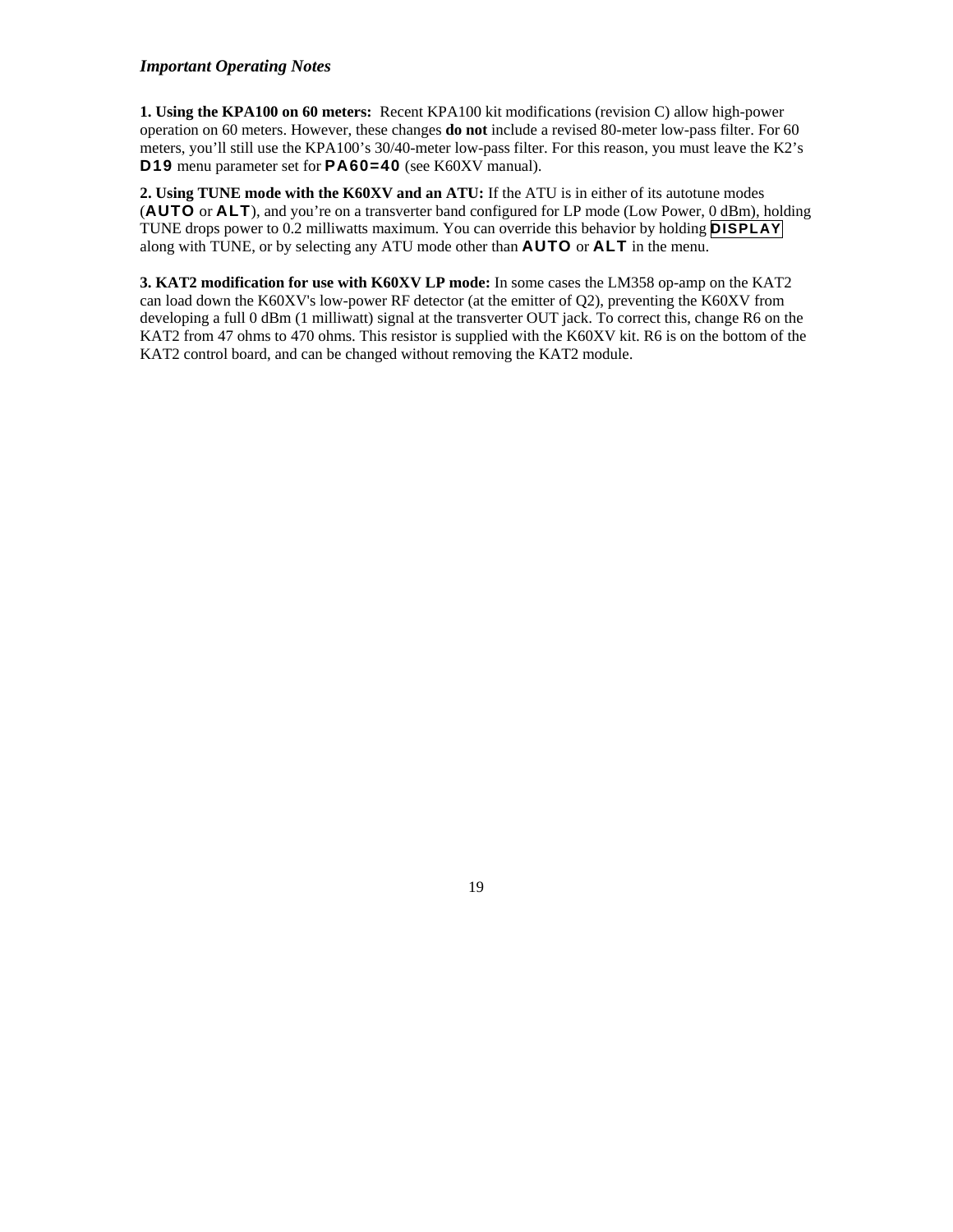***Important Operating Notes***

**1. Using the KPA100 on 60 meters:** Recent KPA100 kit modifications (revision C) allow high-power operation on 60 meters. However, these changes **do not** include a revised 80-meter low-pass filter. For 60 meters, you'll still use the KPA100's 30/40-meter low-pass filter. For this reason, you must leave the K2's **D19** menu parameter set for **PA60=40** (see K60XV manual).

**2. Using TUNE mode with the K60XV and an ATU:** If the ATU is in either of its autotune modes (**AUTO** or **ALT**), and you're on a transverter band configured for LP mode (Low Power, 0 dBm), holding TUNE drops power to 0.2 milliwatts maximum. You can override this behavior by holding **DISPLAY** along with TUNE, or by selecting any ATU mode other than **AUTO** or **ALT** in the menu.

**3. KAT2 modification for use with K60XV LP mode:** In some cases the LM358 op-amp on the KAT2 can load down the K60XV's low-power RF detector (at the emitter of Q2), preventing the K60XV from developing a full 0 dBm (1 milliwatt) signal at the transverter OUT jack. To correct this, change R6 on the KAT2 from 47 ohms to 470 ohms. This resistor is supplied with the K60XV kit. R6 is on the bottom of the KAT2 control board, and can be changed without removing the KAT2 module.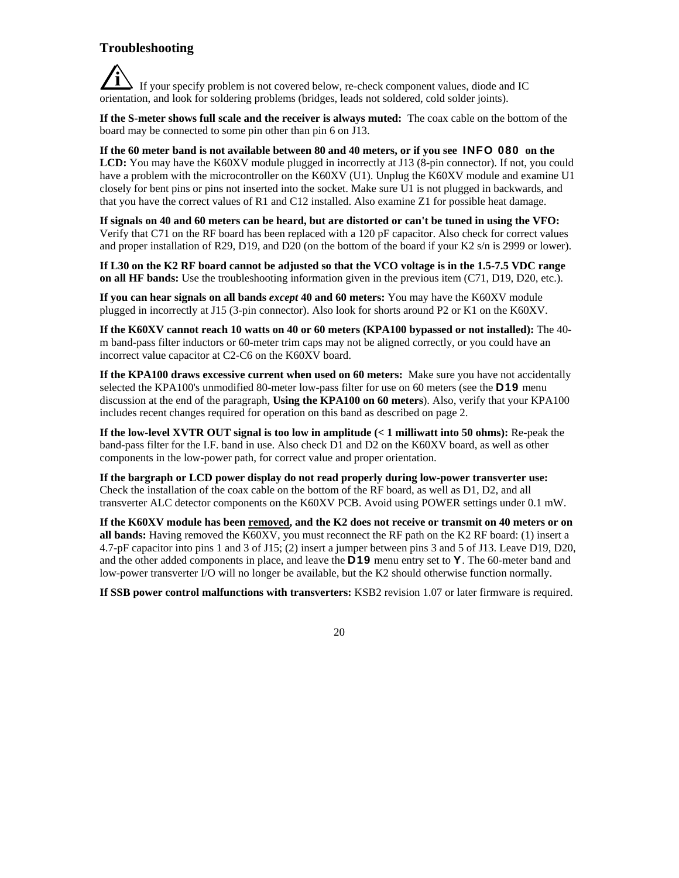## Troubleshooting

If your specify problem is not covered below, re-check component values, diode and IC orientation, and look for soldering problems (bridges, leads not soldered, cold solder joints).

**If the S-meter shows full scale and the receiver is always muted:** The coax cable on the bottom of the board may be connected to some pin other than pin 6 on J13.

**If the 60 meter band is not available between 80 and 40 meters, or if you see INFO 080 on the LCD:** You may have the K60XV module plugged in incorrectly at J13 (8-pin connector). If not, you could have a problem with the microcontroller on the K60XV (U1). Unplug the K60XV module and examine U1 closely for bent pins or pins not inserted into the socket. Make sure U1 is not plugged in backwards, and that you have the correct values of R1 and C12 installed. Also examine Z1 for possible heat damage.

**If signals on 40 and 60 meters can be heard, but are distorted or can't be tuned in using the VFO:** Verify that C71 on the RF board has been replaced with a 120 pF capacitor. Also check for correct values and proper installation of R29, D19, and D20 (on the bottom of the board if your K2 s/n is 2999 or lower).

**If L30 on the K2 RF board cannot be adjusted so that the VCO voltage is in the 1.5-7.5 VDC range on all HF bands:** Use the troubleshooting information given in the previous item (C71, D19, D20, etc.).

**If you can hear signals on all bands *except* 40 and 60 meters:** You may have the K60XV module plugged in incorrectly at J15 (3-pin connector). Also look for shorts around P2 or K1 on the K60XV.

**If the K60XV cannot reach 10 watts on 40 or 60 meters (KPA100 bypassed or not installed):** The 40-m band-pass filter inductors or 60-meter trim caps may not be aligned correctly, or you could have an incorrect value capacitor at C2-C6 on the K60XV board.

**If the KPA100 draws excessive current when used on 60 meters:** Make sure you have not accidentally selected the KPA100's unmodified 80-meter low-pass filter for use on 60 meters (see the **D19** menu discussion at the end of the paragraph, **Using the KPA100 on 60 meters**). Also, verify that your KPA100 includes recent changes required for operation on this band as described on page 2.

**If the low-level XVTR OUT signal is too low in amplitude (< 1 milliwatt into 50 ohms):** Re-peak the band-pass filter for the I.F. band in use. Also check D1 and D2 on the K60XV board, as well as other components in the low-power path, for correct value and proper orientation.

**If the bargraph or LCD power display do not read properly during low-power transverter use:** Check the installation of the coax cable on the bottom of the RF board, as well as D1, D2, and all transverter ALC detector components on the K60XV PCB. Avoid using POWER settings under 0.1 mW.

**If the K60XV module has been removed, and the K2 does not receive or transmit on 40 meters or on all bands:** Having removed the K60XV, you must reconnect the RF path on the K2 RF board: (1) insert a 4.7-pF capacitor into pins 1 and 3 of J15; (2) insert a jumper between pins 3 and 5 of J13. Leave D19, D20, and the other added components in place, and leave the **D19** menu entry set to **Y**. The 60-meter band and low-power transverter I/O will no longer be available, but the K2 should otherwise function normally.

**If SSB power control malfunctions with transverters:** KSB2 revision 1.07 or later firmware is required.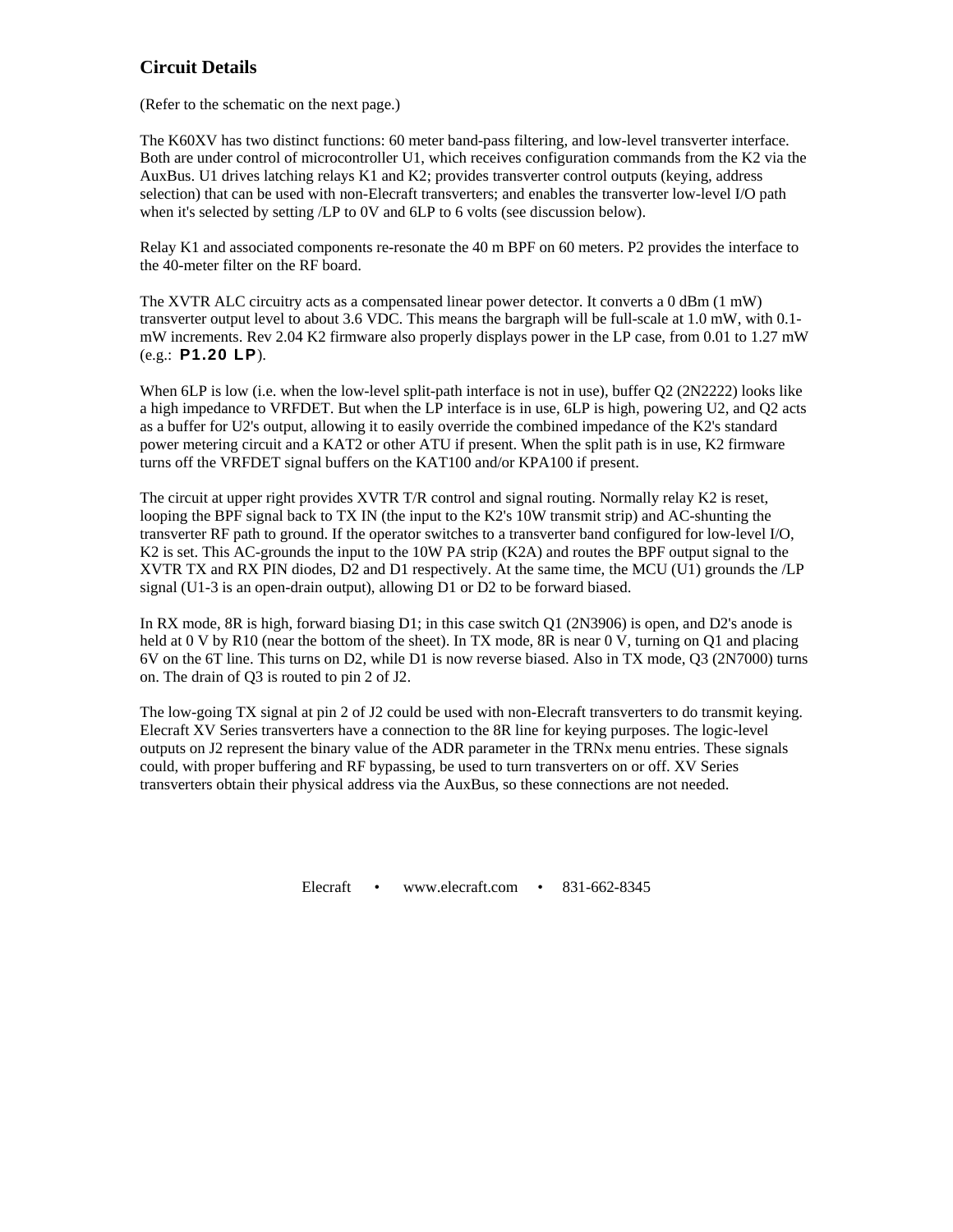## Circuit Details

(Refer to the schematic on the next page.)

The K60XV has two distinct functions: 60 meter band-pass filtering, and low-level transverter interface. Both are under control of microcontroller U1, which receives configuration commands from the K2 via the AuxBus. U1 drives latching relays K1 and K2; provides transverter control outputs (keying, address selection) that can be used with non-Elecraft transverters; and enables the transverter low-level I/O path when it's selected by setting /LP to 0V and 6LP to 6 volts (see discussion below).

Relay K1 and associated components re-resonate the 40 m BPF on 60 meters. P2 provides the interface to the 40-meter filter on the RF board.

The XVTR ALC circuitry acts as a compensated linear power detector. It converts a 0 dBm (1 mW) transverter output level to about 3.6 VDC. This means the bargraph will be full-scale at 1.0 mW, with 0.1-mW increments. Rev 2.04 K2 firmware also properly displays power in the LP case, from 0.01 to 1.27 mW (e.g.: **P1.20 LP**).

When 6LP is low (i.e. when the low-level split-path interface is not in use), buffer Q2 (2N2222) looks like a high impedance to VRFDET. But when the LP interface is in use, 6LP is high, powering U2, and Q2 acts as a buffer for U2's output, allowing it to easily override the combined impedance of the K2's standard power metering circuit and a KAT2 or other ATU if present. When the split path is in use, K2 firmware turns off the VRFDET signal buffers on the KAT100 and/or KPA100 if present.

The circuit at upper right provides XVTR T/R control and signal routing. Normally relay K2 is reset, looping the BPF signal back to TX IN (the input to the K2's 10W transmit strip) and AC-shunting the transverter RF path to ground. If the operator switches to a transverter band configured for low-level I/O, K2 is set. This AC-grounds the input to the 10W PA strip (K2A) and routes the BPF output signal to the XVTR TX and RX PIN diodes, D2 and D1 respectively. At the same time, the MCU (U1) grounds the /LP signal (U1-3 is an open-drain output), allowing D1 or D2 to be forward biased.

In RX mode, 8R is high, forward biasing D1; in this case switch Q1 (2N3906) is open, and D2's anode is held at 0 V by R10 (near the bottom of the sheet). In TX mode, 8R is near 0 V, turning on Q1 and placing 6V on the 6T line. This turns on D2, while D1 is now reverse biased. Also in TX mode, Q3 (2N7000) turns on. The drain of Q3 is routed to pin 2 of J2.

The low-going TX signal at pin 2 of J2 could be used with non-Elecraft transverters to do transmit keying. Elecraft XV Series transverters have a connection to the 8R line for keying purposes. The logic-level outputs on J2 represent the binary value of the ADR parameter in the TRNx menu entries. These signals could, with proper buffering and RF bypassing, be used to turn transverters on or off. XV Series transverters obtain their physical address via the AuxBus, so these connections are not needed.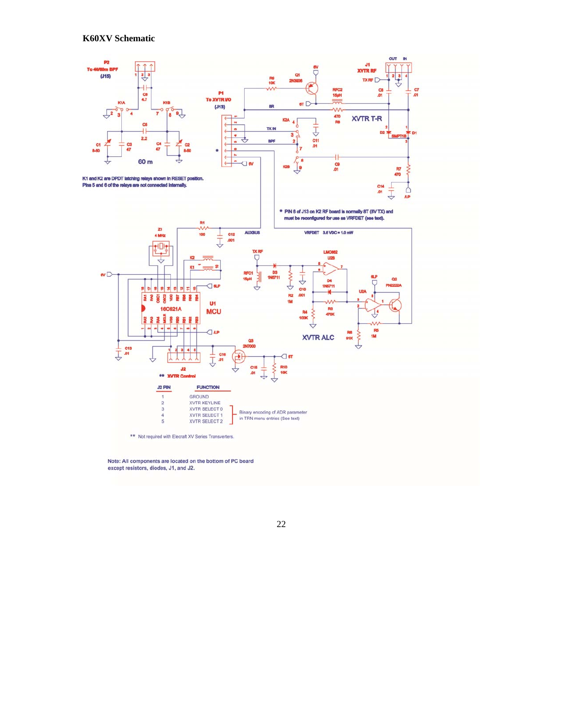## K60XV Schematic

P2
To 40/60m BPF
(J15)

K1 and K2 are DPDT latching relays shown in RESET position.
Pins 5 and 6 of the relays are not connected internally.

60 m

P1
To XVTR I/O
(J13)

J1
XVTR RF

XVTR T-R

\* PIN 6 of J13 on K2 RF board is normally 8T (8V TX) and must be reconfigured for use as VRFDET (see text).

VRFDET 3.6 VDC = 1.0 mW

XVTR ALC

U1
MCU
16C621A

J2
\*\* XVTR Control

| J2 PIN | FUNCTION | |
|---|---|---|
| 1 | GROUND | |
| 2 | XVTR KEYLINE | |
| 3 | XVTR SELECT 0 | Binary encoding of ADR parameter in TRN menu entries (See text) |
| 4 | XVTR SELECT 1 | |
| 5 | XVTR SELECT 2 | |

\*\* Not required with Elecraft XV Series Transverters.

Note: All components are located on the bottom of PC board except resistors, diodes, J1, and J2.